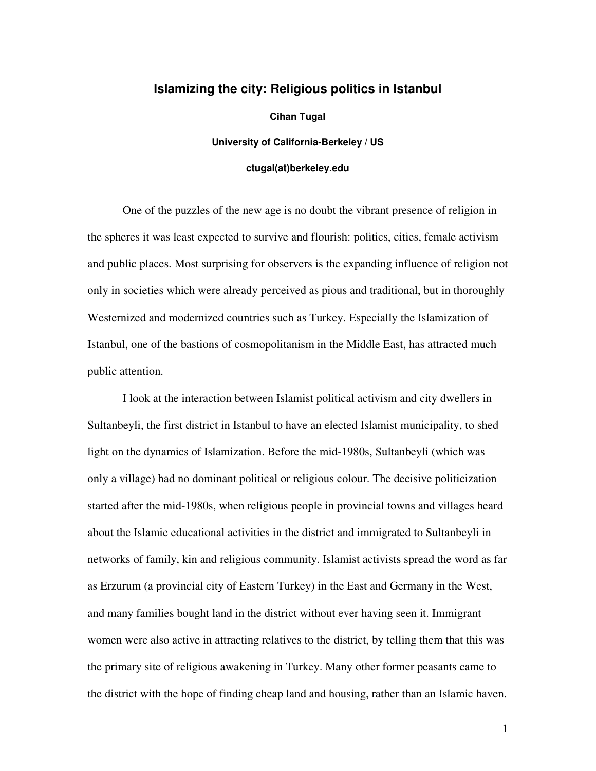# Islamizing the city: Religious politics in Istanbul

**Cihan Tugal**

**University of California-Berkeley / US**

**ctugal(at)berkeley.edu**

One of the puzzles of the new age is no doubt the vibrant presence of religion in the spheres it was least expected to survive and flourish: politics, cities, female activism and public places. Most surprising for observers is the expanding influence of religion not only in societies which were already perceived as pious and traditional, but in thoroughly Westernized and modernized countries such as Turkey. Especially the Islamization of Istanbul, one of the bastions of cosmopolitanism in the Middle East, has attracted much public attention.

I look at the interaction between Islamist political activism and city dwellers in Sultanbeyli, the first district in Istanbul to have an elected Islamist municipality, to shed light on the dynamics of Islamization. Before the mid-1980s, Sultanbeyli (which was only a village) had no dominant political or religious colour. The decisive politicization started after the mid-1980s, when religious people in provincial towns and villages heard about the Islamic educational activities in the district and immigrated to Sultanbeyli in networks of family, kin and religious community. Islamist activists spread the word as far as Erzurum (a provincial city of Eastern Turkey) in the East and Germany in the West, and many families bought land in the district without ever having seen it. Immigrant women were also active in attracting relatives to the district, by telling them that this was the primary site of religious awakening in Turkey. Many other former peasants came to the district with the hope of finding cheap land and housing, rather than an Islamic haven.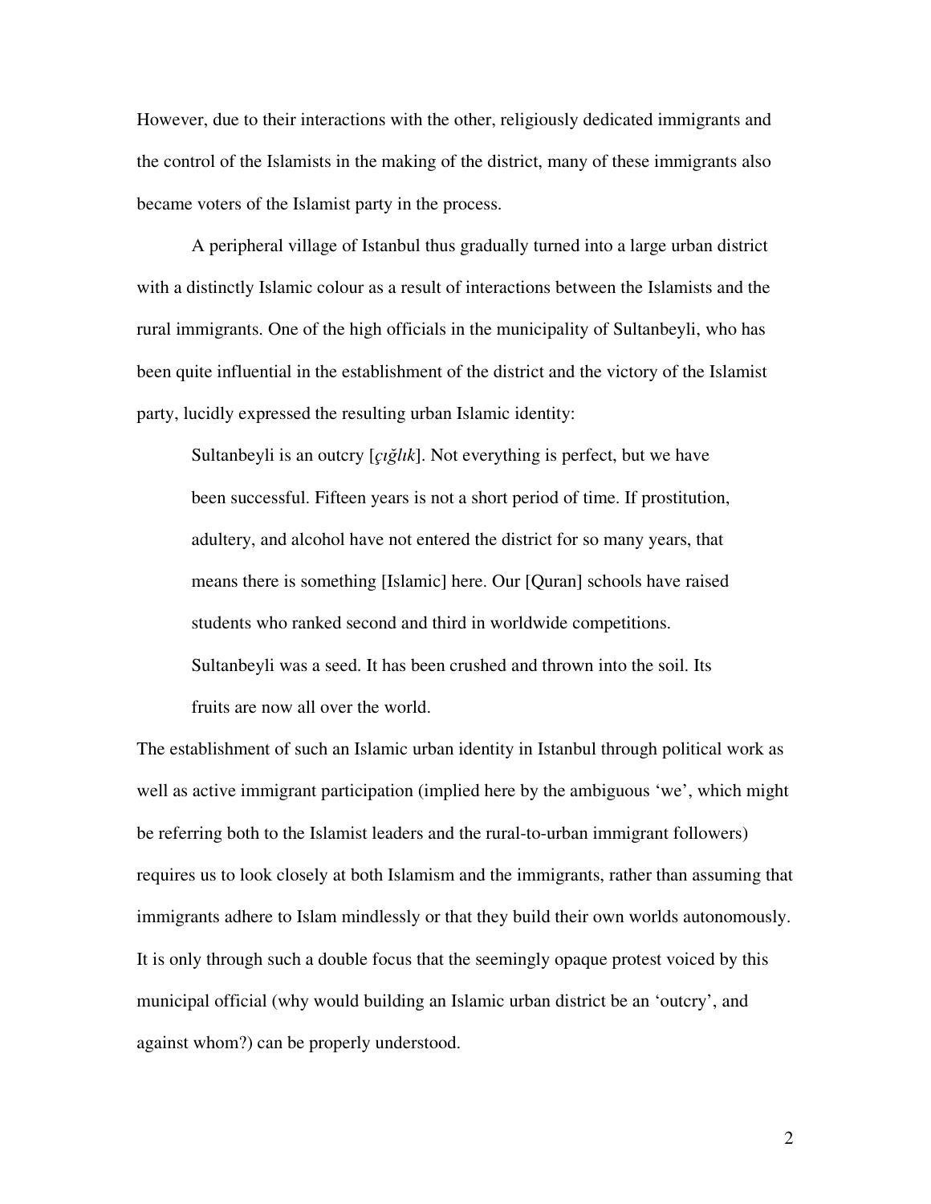However, due to their interactions with the other, religiously dedicated immigrants and the control of the Islamists in the making of the district, many of these immigrants also became voters of the Islamist party in the process.

A peripheral village of Istanbul thus gradually turned into a large urban district with a distinctly Islamic colour as a result of interactions between the Islamists and the rural immigrants. One of the high officials in the municipality of Sultanbeyli, who has been quite influential in the establishment of the district and the victory of the Islamist party, lucidly expressed the resulting urban Islamic identity:

> Sultanbeyli is an outcry [*çığlık*]. Not everything is perfect, but we have been successful. Fifteen years is not a short period of time. If prostitution, adultery, and alcohol have not entered the district for so many years, that means there is something [Islamic] here. Our [Quran] schools have raised students who ranked second and third in worldwide competitions. Sultanbeyli was a seed. It has been crushed and thrown into the soil. Its fruits are now all over the world.

The establishment of such an Islamic urban identity in Istanbul through political work as well as active immigrant participation (implied here by the ambiguous 'we', which might be referring both to the Islamist leaders and the rural-to-urban immigrant followers) requires us to look closely at both Islamism and the immigrants, rather than assuming that immigrants adhere to Islam mindlessly or that they build their own worlds autonomously. It is only through such a double focus that the seemingly opaque protest voiced by this municipal official (why would building an Islamic urban district be an 'outcry', and against whom?) can be properly understood.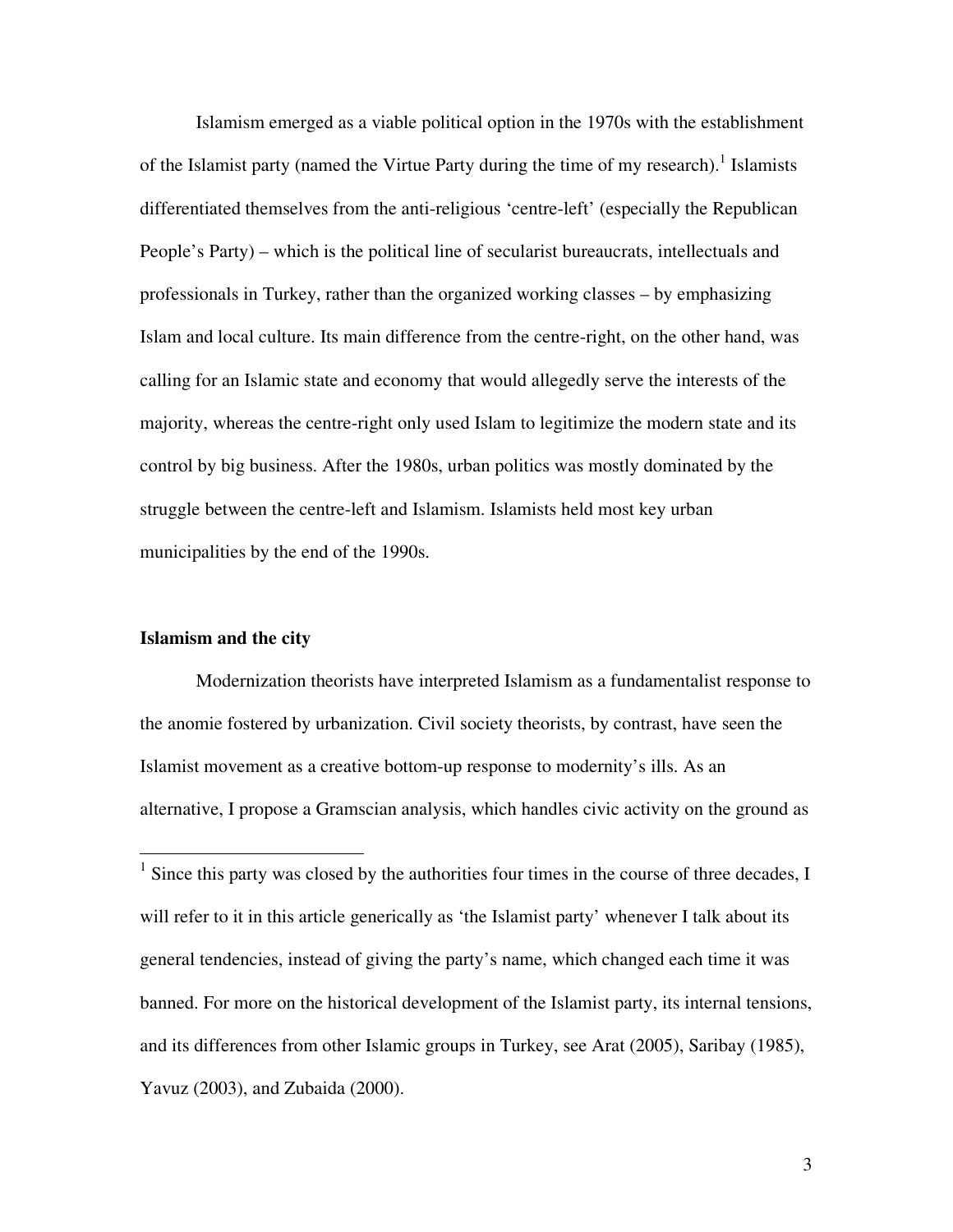Islamism emerged as a viable political option in the 1970s with the establishment of the Islamist party (named the Virtue Party during the time of my research).[1] Islamists differentiated themselves from the anti-religious 'centre-left' (especially the Republican People's Party) – which is the political line of secularist bureaucrats, intellectuals and professionals in Turkey, rather than the organized working classes – by emphasizing Islam and local culture. Its main difference from the centre-right, on the other hand, was calling for an Islamic state and economy that would allegedly serve the interests of the majority, whereas the centre-right only used Islam to legitimize the modern state and its control by big business. After the 1980s, urban politics was mostly dominated by the struggle between the centre-left and Islamism. Islamists held most key urban municipalities by the end of the 1990s.

**Islamism and the city**

Modernization theorists have interpreted Islamism as a fundamentalist response to the anomie fostered by urbanization. Civil society theorists, by contrast, have seen the Islamist movement as a creative bottom-up response to modernity's ills. As an alternative, I propose a Gramscian analysis, which handles civic activity on the ground as

---

[1] Since this party was closed by the authorities four times in the course of three decades, I will refer to it in this article generically as 'the Islamist party' whenever I talk about its general tendencies, instead of giving the party's name, which changed each time it was banned. For more on the historical development of the Islamist party, its internal tensions, and its differences from other Islamic groups in Turkey, see Arat (2005), Saribay (1985), Yavuz (2003), and Zubaida (2000).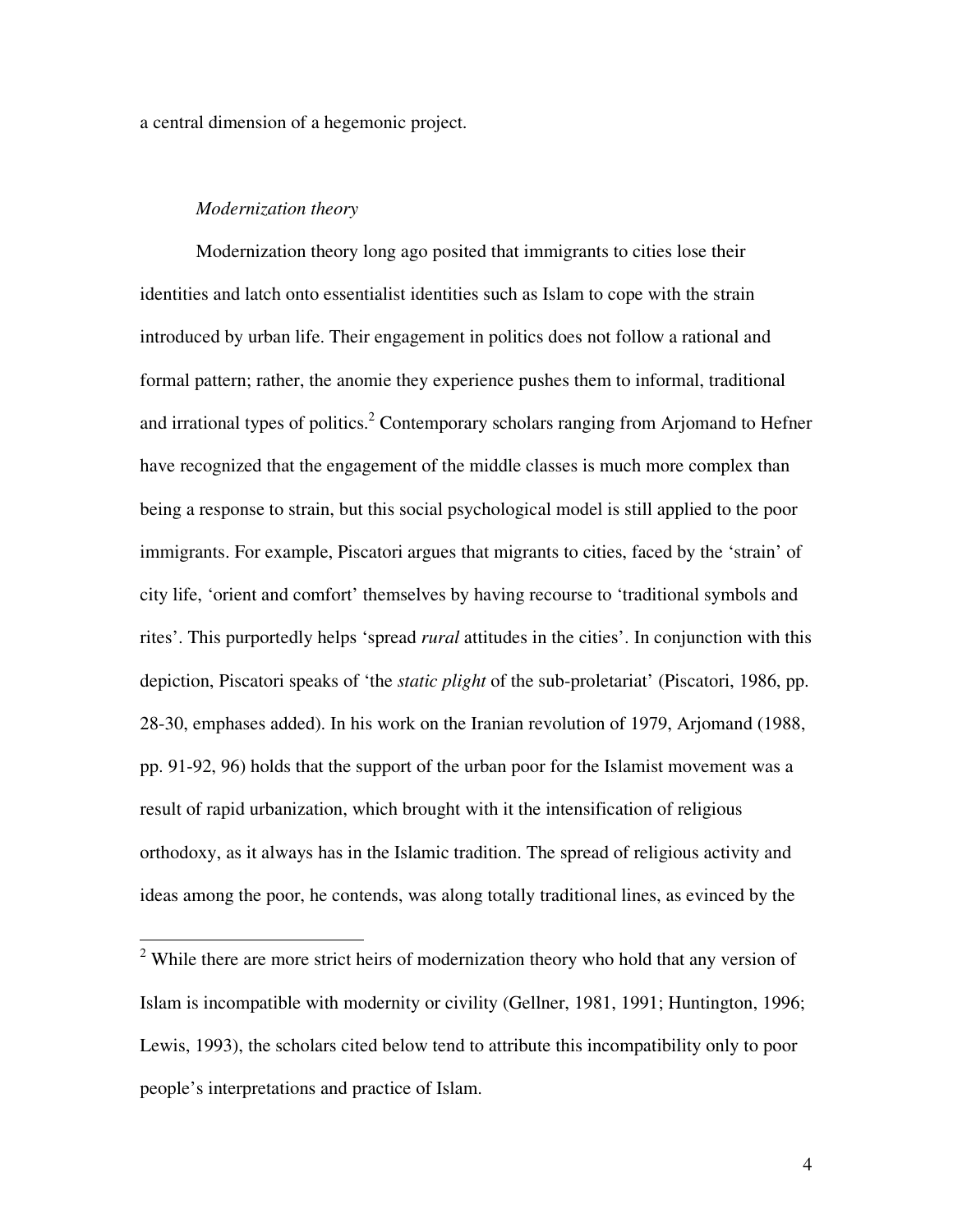a central dimension of a hegemonic project.

*Modernization theory*

Modernization theory long ago posited that immigrants to cities lose their identities and latch onto essentialist identities such as Islam to cope with the strain introduced by urban life. Their engagement in politics does not follow a rational and formal pattern; rather, the anomie they experience pushes them to informal, traditional and irrational types of politics.[2] Contemporary scholars ranging from Arjomand to Hefner have recognized that the engagement of the middle classes is much more complex than being a response to strain, but this social psychological model is still applied to the poor immigrants. For example, Piscatori argues that migrants to cities, faced by the 'strain' of city life, 'orient and comfort' themselves by having recourse to 'traditional symbols and rites'. This purportedly helps 'spread *rural* attitudes in the cities'. In conjunction with this depiction, Piscatori speaks of 'the *static plight* of the sub-proletariat' (Piscatori, 1986, pp. 28-30, emphases added). In his work on the Iranian revolution of 1979, Arjomand (1988, pp. 91-92, 96) holds that the support of the urban poor for the Islamist movement was a result of rapid urbanization, which brought with it the intensification of religious orthodoxy, as it always has in the Islamic tradition. The spread of religious activity and ideas among the poor, he contends, was along totally traditional lines, as evinced by the

[2] While there are more strict heirs of modernization theory who hold that any version of Islam is incompatible with modernity or civility (Gellner, 1981, 1991; Huntington, 1996; Lewis, 1993), the scholars cited below tend to attribute this incompatibility only to poor people's interpretations and practice of Islam.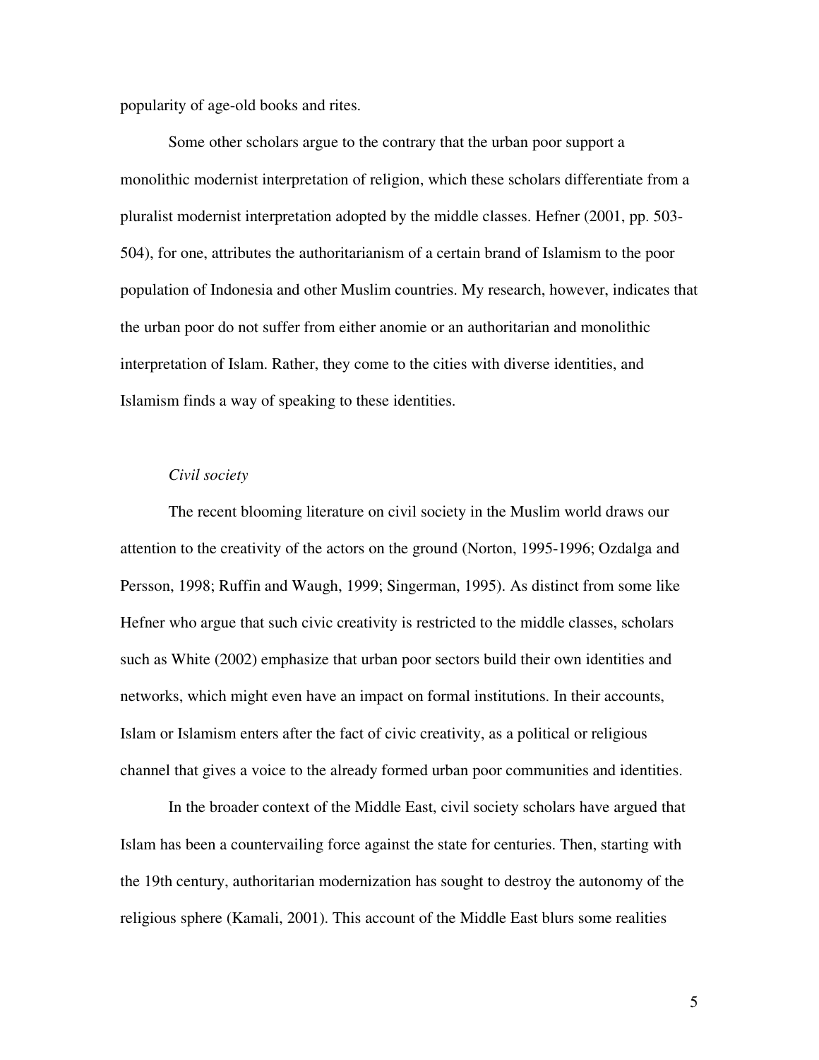popularity of age-old books and rites.

Some other scholars argue to the contrary that the urban poor support a monolithic modernist interpretation of religion, which these scholars differentiate from a pluralist modernist interpretation adopted by the middle classes. Hefner (2001, pp. 503-504), for one, attributes the authoritarianism of a certain brand of Islamism to the poor population of Indonesia and other Muslim countries. My research, however, indicates that the urban poor do not suffer from either anomie or an authoritarian and monolithic interpretation of Islam. Rather, they come to the cities with diverse identities, and Islamism finds a way of speaking to these identities.

*Civil society*

The recent blooming literature on civil society in the Muslim world draws our attention to the creativity of the actors on the ground (Norton, 1995-1996; Ozdalga and Persson, 1998; Ruffin and Waugh, 1999; Singerman, 1995). As distinct from some like Hefner who argue that such civic creativity is restricted to the middle classes, scholars such as White (2002) emphasize that urban poor sectors build their own identities and networks, which might even have an impact on formal institutions. In their accounts, Islam or Islamism enters after the fact of civic creativity, as a political or religious channel that gives a voice to the already formed urban poor communities and identities.

In the broader context of the Middle East, civil society scholars have argued that Islam has been a countervailing force against the state for centuries. Then, starting with the 19th century, authoritarian modernization has sought to destroy the autonomy of the religious sphere (Kamali, 2001). This account of the Middle East blurs some realities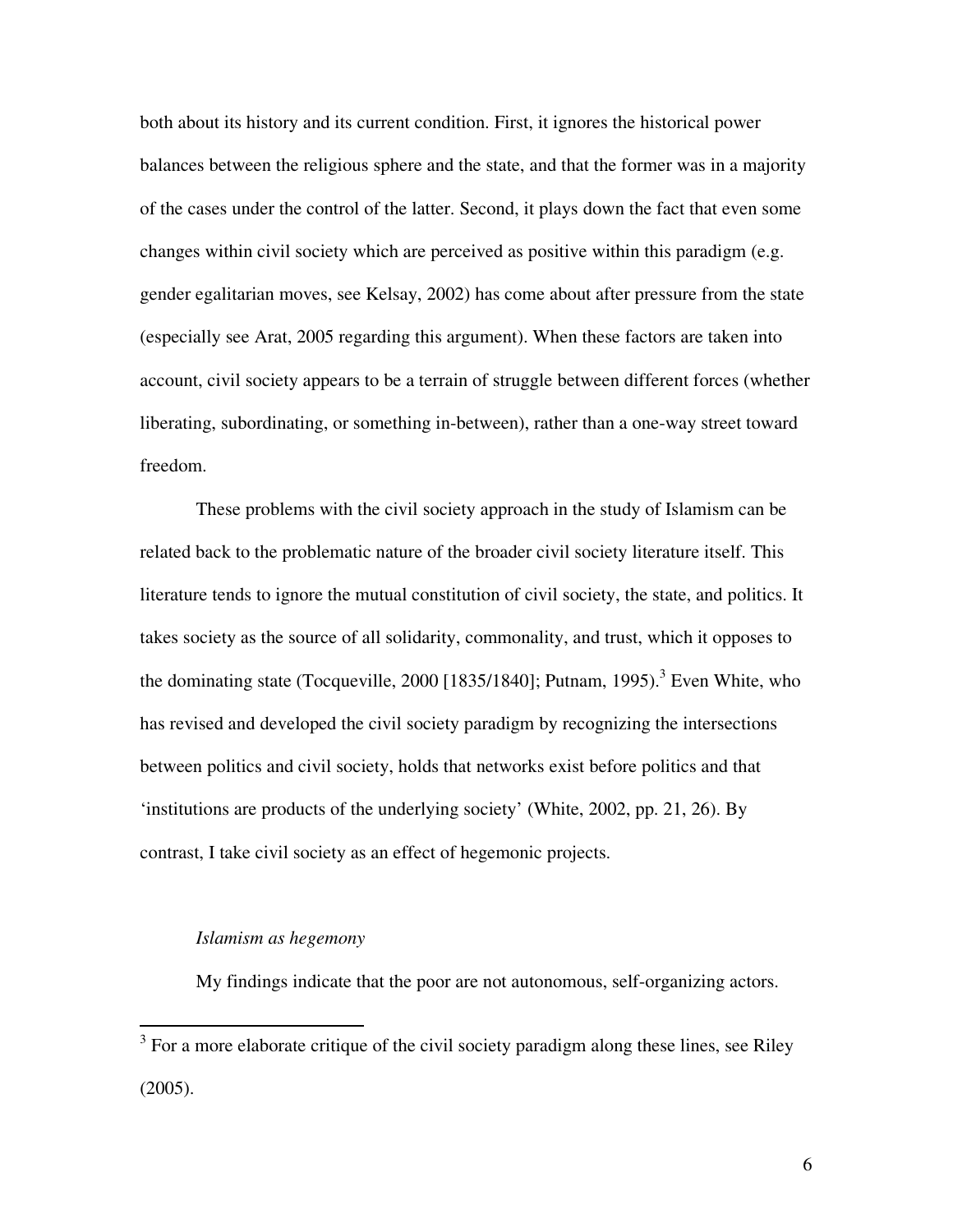both about its history and its current condition. First, it ignores the historical power balances between the religious sphere and the state, and that the former was in a majority of the cases under the control of the latter. Second, it plays down the fact that even some changes within civil society which are perceived as positive within this paradigm (e.g. gender egalitarian moves, see Kelsay, 2002) has come about after pressure from the state (especially see Arat, 2005 regarding this argument). When these factors are taken into account, civil society appears to be a terrain of struggle between different forces (whether liberating, subordinating, or something in-between), rather than a one-way street toward freedom.

These problems with the civil society approach in the study of Islamism can be related back to the problematic nature of the broader civil society literature itself. This literature tends to ignore the mutual constitution of civil society, the state, and politics. It takes society as the source of all solidarity, commonality, and trust, which it opposes to the dominating state (Tocqueville, 2000 [1835/1840]; Putnam, 1995).[3] Even White, who has revised and developed the civil society paradigm by recognizing the intersections between politics and civil society, holds that networks exist before politics and that 'institutions are products of the underlying society' (White, 2002, pp. 21, 26). By contrast, I take civil society as an effect of hegemonic projects.

*Islamism as hegemony*

My findings indicate that the poor are not autonomous, self-organizing actors.

[3] For a more elaborate critique of the civil society paradigm along these lines, see Riley (2005).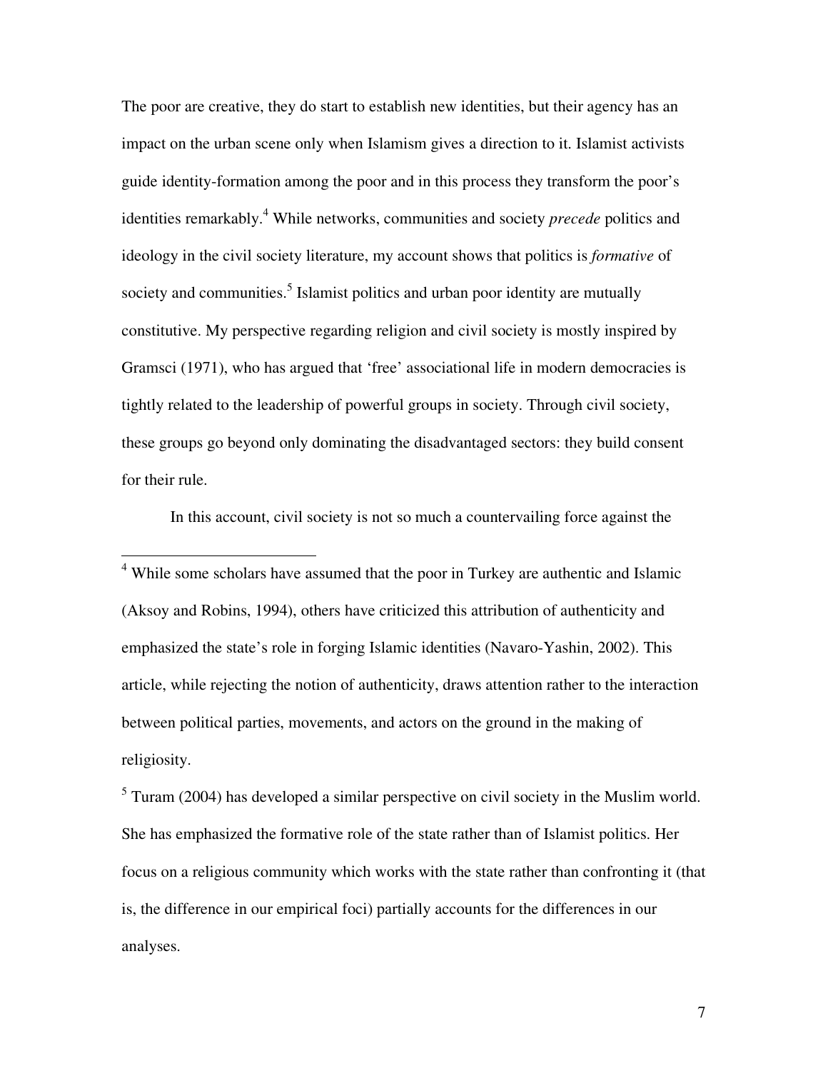The poor are creative, they do start to establish new identities, but their agency has an impact on the urban scene only when Islamism gives a direction to it. Islamist activists guide identity-formation among the poor and in this process they transform the poor's identities remarkably.[4] While networks, communities and society *precede* politics and ideology in the civil society literature, my account shows that politics is *formative* of society and communities.[5] Islamist politics and urban poor identity are mutually constitutive. My perspective regarding religion and civil society is mostly inspired by Gramsci (1971), who has argued that 'free' associational life in modern democracies is tightly related to the leadership of powerful groups in society. Through civil society, these groups go beyond only dominating the disadvantaged sectors: they build consent for their rule.

In this account, civil society is not so much a countervailing force against the

---

[4] While some scholars have assumed that the poor in Turkey are authentic and Islamic (Aksoy and Robins, 1994), others have criticized this attribution of authenticity and emphasized the state's role in forging Islamic identities (Navaro-Yashin, 2002). This article, while rejecting the notion of authenticity, draws attention rather to the interaction between political parties, movements, and actors on the ground in the making of religiosity.

[5] Turam (2004) has developed a similar perspective on civil society in the Muslim world. She has emphasized the formative role of the state rather than of Islamist politics. Her focus on a religious community which works with the state rather than confronting it (that is, the difference in our empirical foci) partially accounts for the differences in our analyses.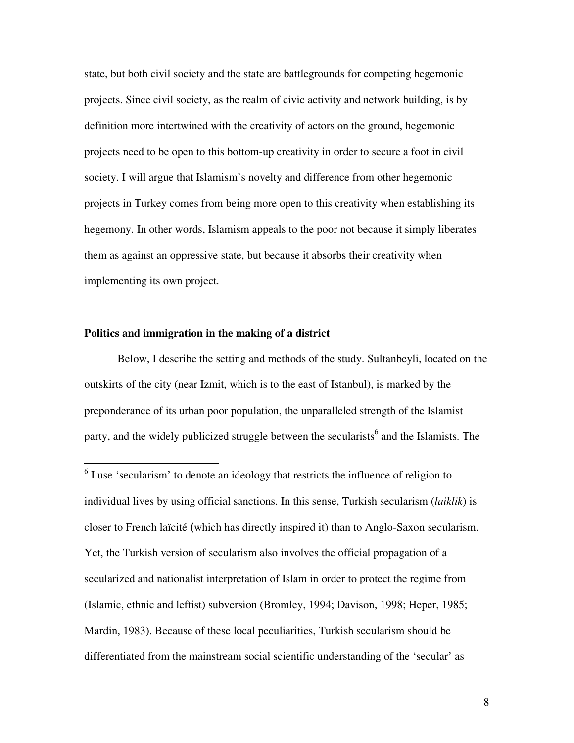state, but both civil society and the state are battlegrounds for competing hegemonic projects. Since civil society, as the realm of civic activity and network building, is by definition more intertwined with the creativity of actors on the ground, hegemonic projects need to be open to this bottom-up creativity in order to secure a foot in civil society. I will argue that Islamism's novelty and difference from other hegemonic projects in Turkey comes from being more open to this creativity when establishing its hegemony. In other words, Islamism appeals to the poor not because it simply liberates them as against an oppressive state, but because it absorbs their creativity when implementing its own project.

**Politics and immigration in the making of a district**

Below, I describe the setting and methods of the study. Sultanbeyli, located on the outskirts of the city (near Izmit, which is to the east of Istanbul), is marked by the preponderance of its urban poor population, the unparalleled strength of the Islamist party, and the widely publicized struggle between the secularists[6] and the Islamists. The

[6] I use 'secularism' to denote an ideology that restricts the influence of religion to individual lives by using official sanctions. In this sense, Turkish secularism (*laiklik*) is closer to French laïcité (which has directly inspired it) than to Anglo-Saxon secularism. Yet, the Turkish version of secularism also involves the official propagation of a secularized and nationalist interpretation of Islam in order to protect the regime from (Islamic, ethnic and leftist) subversion (Bromley, 1994; Davison, 1998; Heper, 1985; Mardin, 1983). Because of these local peculiarities, Turkish secularism should be differentiated from the mainstream social scientific understanding of the 'secular' as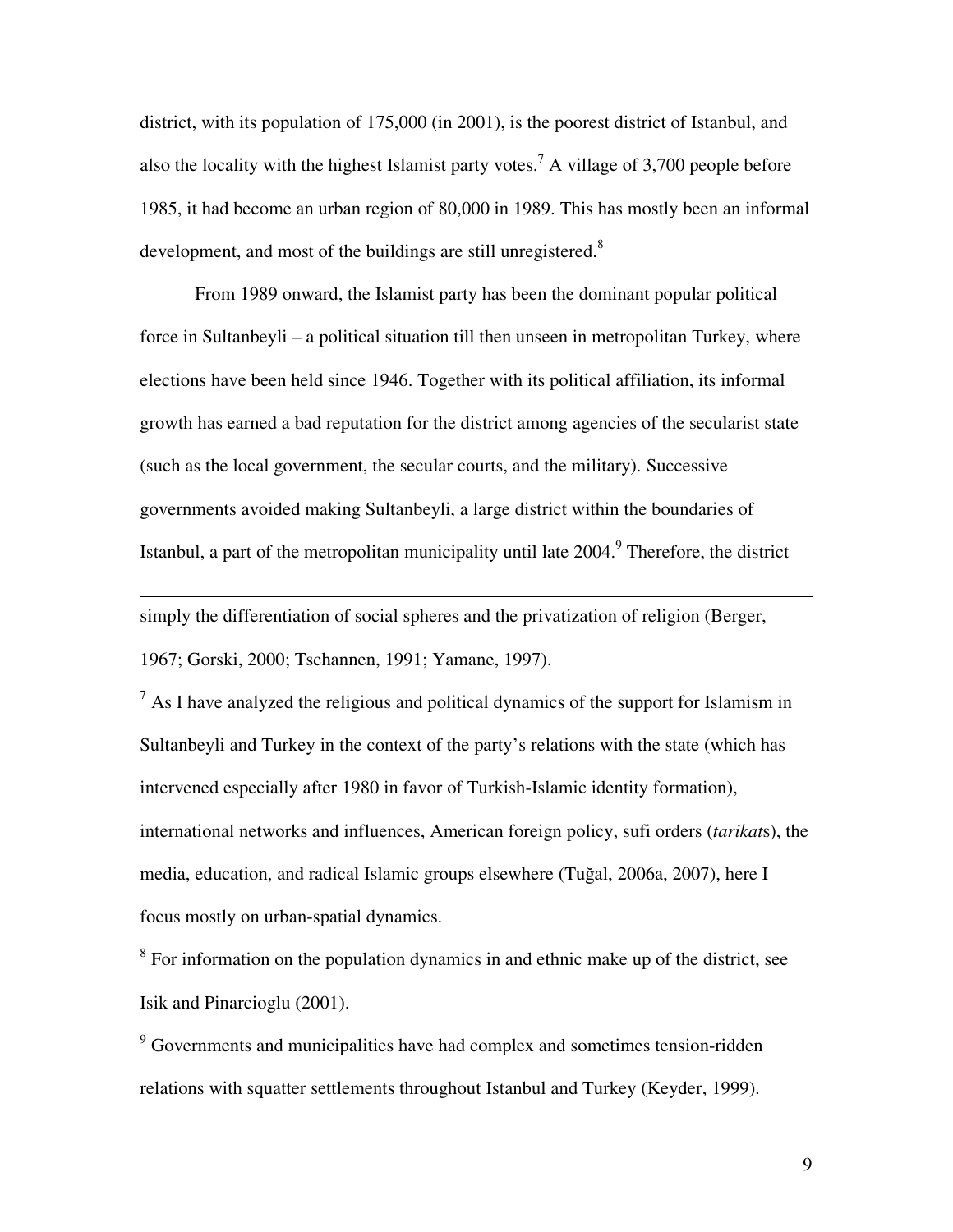district, with its population of 175,000 (in 2001), is the poorest district of Istanbul, and also the locality with the highest Islamist party votes.[7] A village of 3,700 people before 1985, it had become an urban region of 80,000 in 1989. This has mostly been an informal development, and most of the buildings are still unregistered.[8]

From 1989 onward, the Islamist party has been the dominant popular political force in Sultanbeyli – a political situation till then unseen in metropolitan Turkey, where elections have been held since 1946. Together with its political affiliation, its informal growth has earned a bad reputation for the district among agencies of the secularist state (such as the local government, the secular courts, and the military). Successive governments avoided making Sultanbeyli, a large district within the boundaries of Istanbul, a part of the metropolitan municipality until late 2004.[9] Therefore, the district

---

simply the differentiation of social spheres and the privatization of religion (Berger, 1967; Gorski, 2000; Tschannen, 1991; Yamane, 1997).

[7] As I have analyzed the religious and political dynamics of the support for Islamism in Sultanbeyli and Turkey in the context of the party's relations with the state (which has intervened especially after 1980 in favor of Turkish-Islamic identity formation), international networks and influences, American foreign policy, sufi orders (*tarikat*s), the media, education, and radical Islamic groups elsewhere (Tuğal, 2006a, 2007), here I focus mostly on urban-spatial dynamics.

[8] For information on the population dynamics in and ethnic make up of the district, see Isik and Pinarcioglu (2001).

[9] Governments and municipalities have had complex and sometimes tension-ridden relations with squatter settlements throughout Istanbul and Turkey (Keyder, 1999).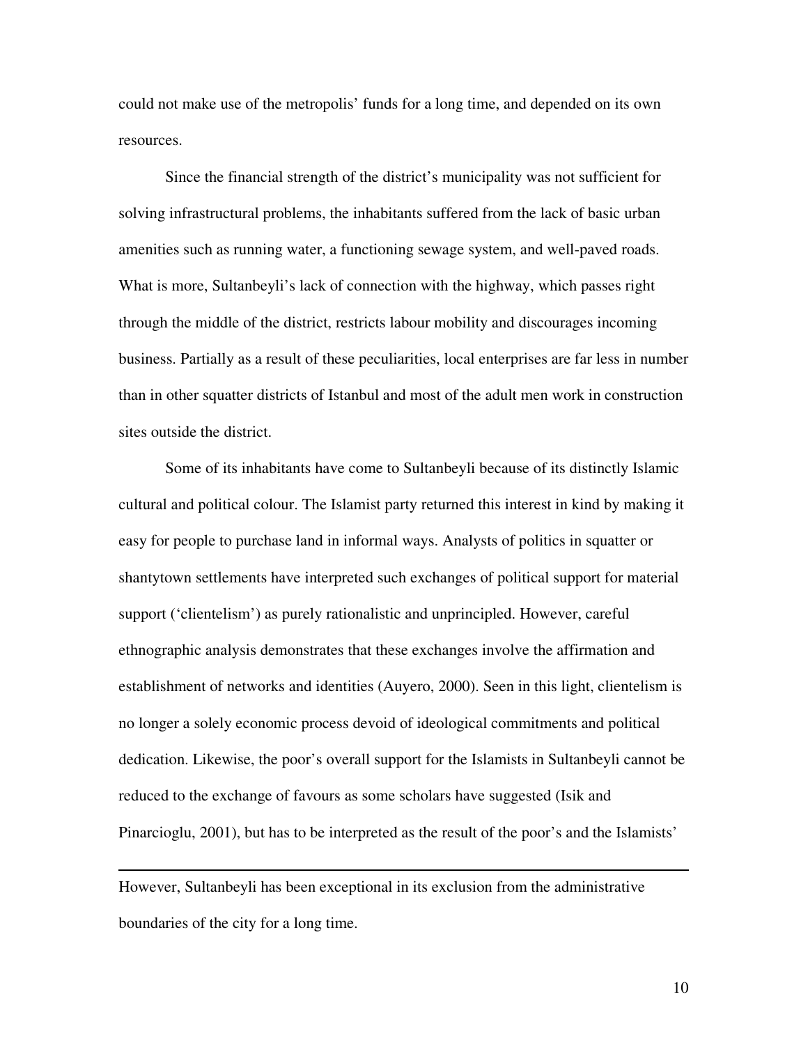could not make use of the metropolis' funds for a long time, and depended on its own resources.

Since the financial strength of the district's municipality was not sufficient for solving infrastructural problems, the inhabitants suffered from the lack of basic urban amenities such as running water, a functioning sewage system, and well-paved roads. What is more, Sultanbeyli's lack of connection with the highway, which passes right through the middle of the district, restricts labour mobility and discourages incoming business. Partially as a result of these peculiarities, local enterprises are far less in number than in other squatter districts of Istanbul and most of the adult men work in construction sites outside the district.

Some of its inhabitants have come to Sultanbeyli because of its distinctly Islamic cultural and political colour. The Islamist party returned this interest in kind by making it easy for people to purchase land in informal ways. Analysts of politics in squatter or shantytown settlements have interpreted such exchanges of political support for material support ('clientelism') as purely rationalistic and unprincipled. However, careful ethnographic analysis demonstrates that these exchanges involve the affirmation and establishment of networks and identities (Auyero, 2000). Seen in this light, clientelism is no longer a solely economic process devoid of ideological commitments and political dedication. Likewise, the poor's overall support for the Islamists in Sultanbeyli cannot be reduced to the exchange of favours as some scholars have suggested (Isik and Pinarcioglu, 2001), but has to be interpreted as the result of the poor's and the Islamists'

---

However, Sultanbeyli has been exceptional in its exclusion from the administrative boundaries of the city for a long time.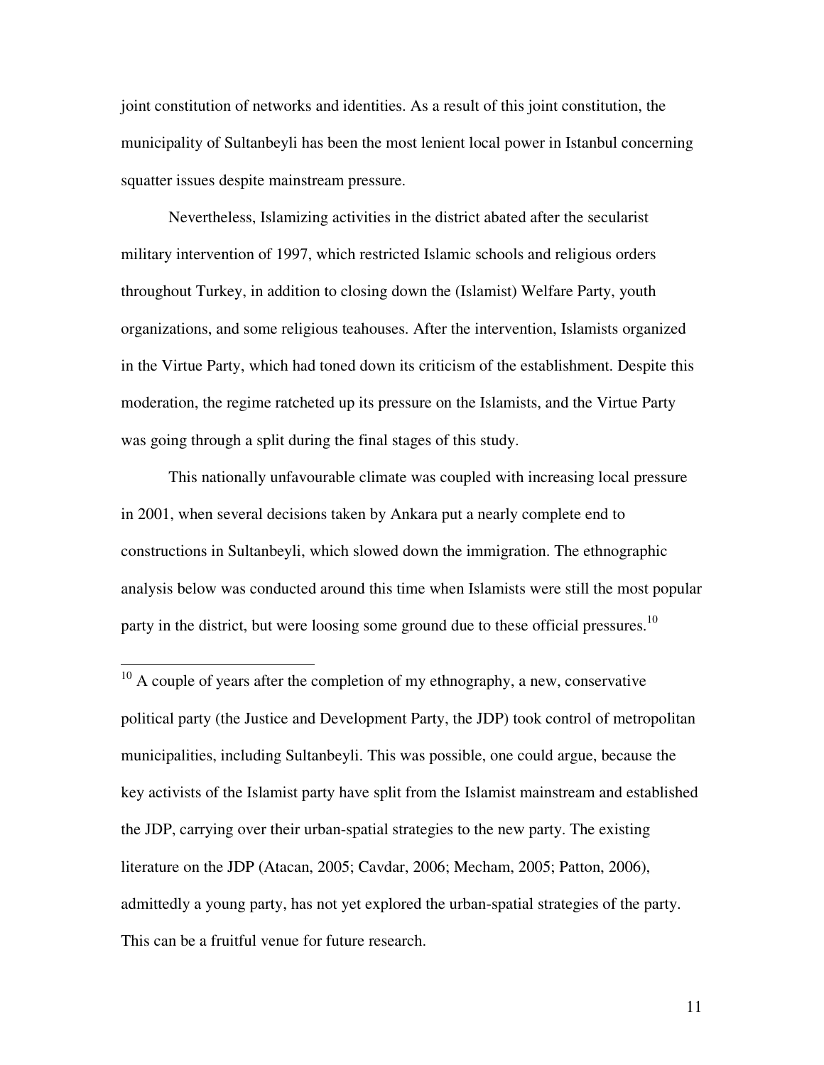joint constitution of networks and identities. As a result of this joint constitution, the municipality of Sultanbeyli has been the most lenient local power in Istanbul concerning squatter issues despite mainstream pressure.

Nevertheless, Islamizing activities in the district abated after the secularist military intervention of 1997, which restricted Islamic schools and religious orders throughout Turkey, in addition to closing down the (Islamist) Welfare Party, youth organizations, and some religious teahouses. After the intervention, Islamists organized in the Virtue Party, which had toned down its criticism of the establishment. Despite this moderation, the regime ratcheted up its pressure on the Islamists, and the Virtue Party was going through a split during the final stages of this study.

This nationally unfavourable climate was coupled with increasing local pressure in 2001, when several decisions taken by Ankara put a nearly complete end to constructions in Sultanbeyli, which slowed down the immigration. The ethnographic analysis below was conducted around this time when Islamists were still the most popular party in the district, but were loosing some ground due to these official pressures.[10]

[10] A couple of years after the completion of my ethnography, a new, conservative political party (the Justice and Development Party, the JDP) took control of metropolitan municipalities, including Sultanbeyli. This was possible, one could argue, because the key activists of the Islamist party have split from the Islamist mainstream and established the JDP, carrying over their urban-spatial strategies to the new party. The existing literature on the JDP (Atacan, 2005; Cavdar, 2006; Mecham, 2005; Patton, 2006), admittedly a young party, has not yet explored the urban-spatial strategies of the party. This can be a fruitful venue for future research.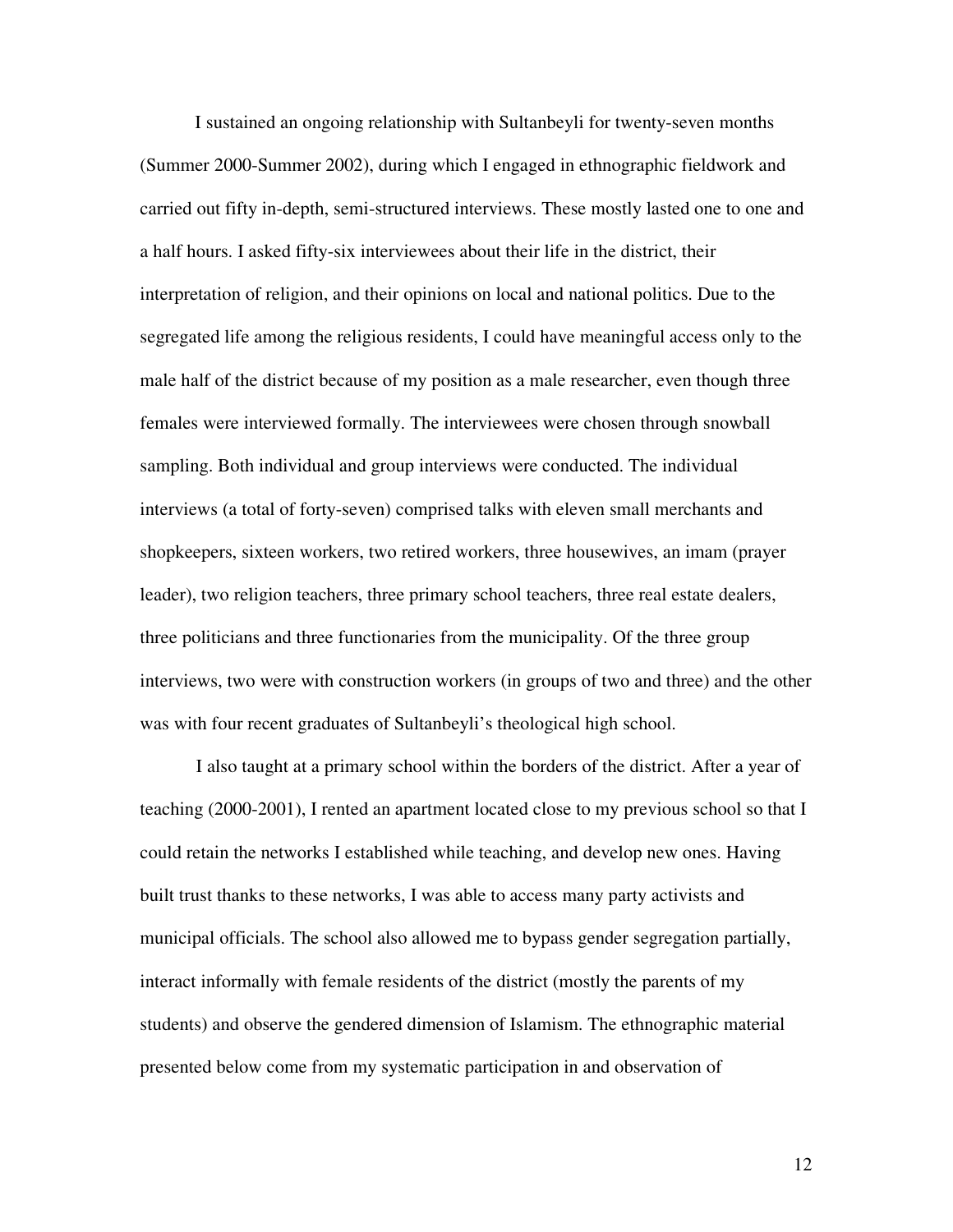I sustained an ongoing relationship with Sultanbeyli for twenty-seven months (Summer 2000-Summer 2002), during which I engaged in ethnographic fieldwork and carried out fifty in-depth, semi-structured interviews. These mostly lasted one to one and a half hours. I asked fifty-six interviewees about their life in the district, their interpretation of religion, and their opinions on local and national politics. Due to the segregated life among the religious residents, I could have meaningful access only to the male half of the district because of my position as a male researcher, even though three females were interviewed formally. The interviewees were chosen through snowball sampling. Both individual and group interviews were conducted. The individual interviews (a total of forty-seven) comprised talks with eleven small merchants and shopkeepers, sixteen workers, two retired workers, three housewives, an imam (prayer leader), two religion teachers, three primary school teachers, three real estate dealers, three politicians and three functionaries from the municipality. Of the three group interviews, two were with construction workers (in groups of two and three) and the other was with four recent graduates of Sultanbeyli's theological high school.

I also taught at a primary school within the borders of the district. After a year of teaching (2000-2001), I rented an apartment located close to my previous school so that I could retain the networks I established while teaching, and develop new ones. Having built trust thanks to these networks, I was able to access many party activists and municipal officials. The school also allowed me to bypass gender segregation partially, interact informally with female residents of the district (mostly the parents of my students) and observe the gendered dimension of Islamism. The ethnographic material presented below come from my systematic participation in and observation of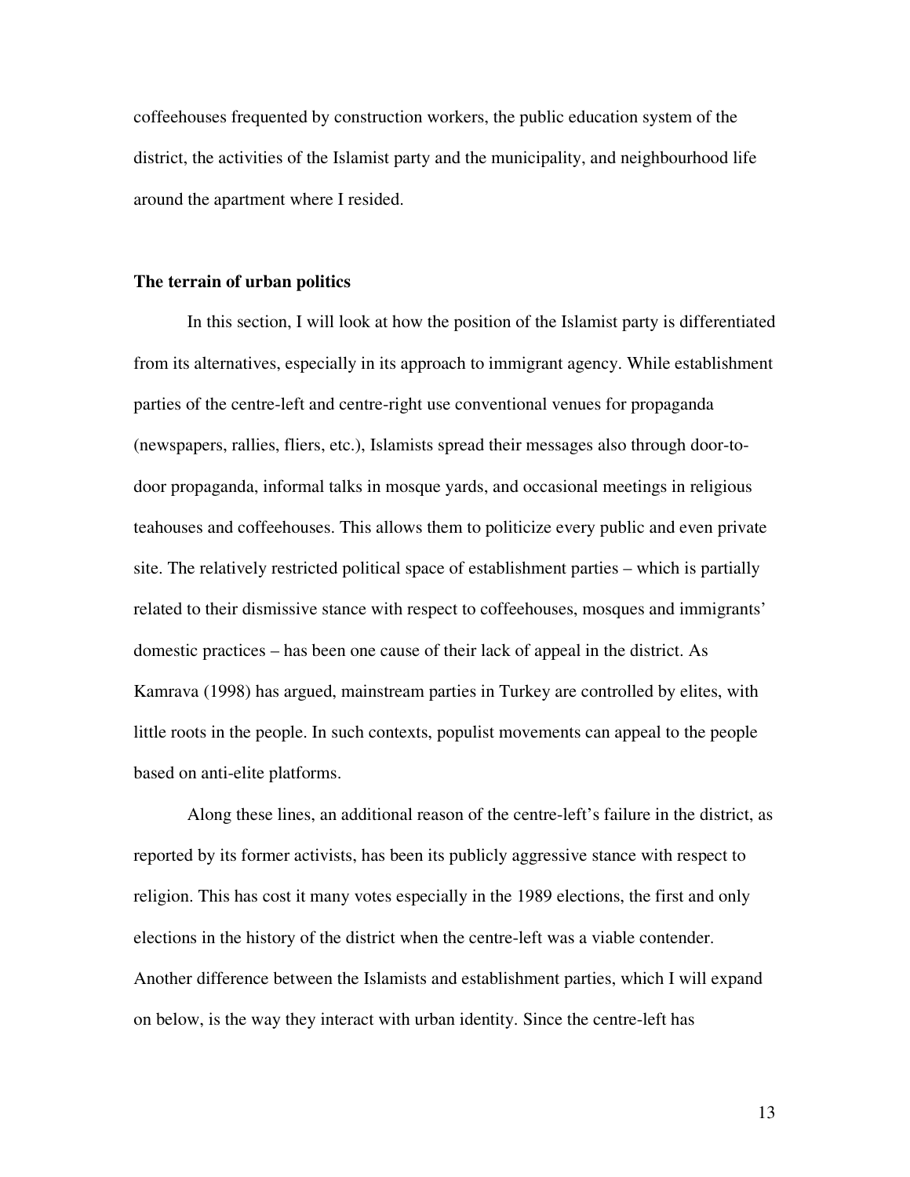coffeehouses frequented by construction workers, the public education system of the district, the activities of the Islamist party and the municipality, and neighbourhood life around the apartment where I resided.

## The terrain of urban politics

In this section, I will look at how the position of the Islamist party is differentiated from its alternatives, especially in its approach to immigrant agency. While establishment parties of the centre-left and centre-right use conventional venues for propaganda (newspapers, rallies, fliers, etc.), Islamists spread their messages also through door-to-door propaganda, informal talks in mosque yards, and occasional meetings in religious teahouses and coffeehouses. This allows them to politicize every public and even private site. The relatively restricted political space of establishment parties – which is partially related to their dismissive stance with respect to coffeehouses, mosques and immigrants' domestic practices – has been one cause of their lack of appeal in the district. As Kamrava (1998) has argued, mainstream parties in Turkey are controlled by elites, with little roots in the people. In such contexts, populist movements can appeal to the people based on anti-elite platforms.

Along these lines, an additional reason of the centre-left's failure in the district, as reported by its former activists, has been its publicly aggressive stance with respect to religion. This has cost it many votes especially in the 1989 elections, the first and only elections in the history of the district when the centre-left was a viable contender. Another difference between the Islamists and establishment parties, which I will expand on below, is the way they interact with urban identity. Since the centre-left has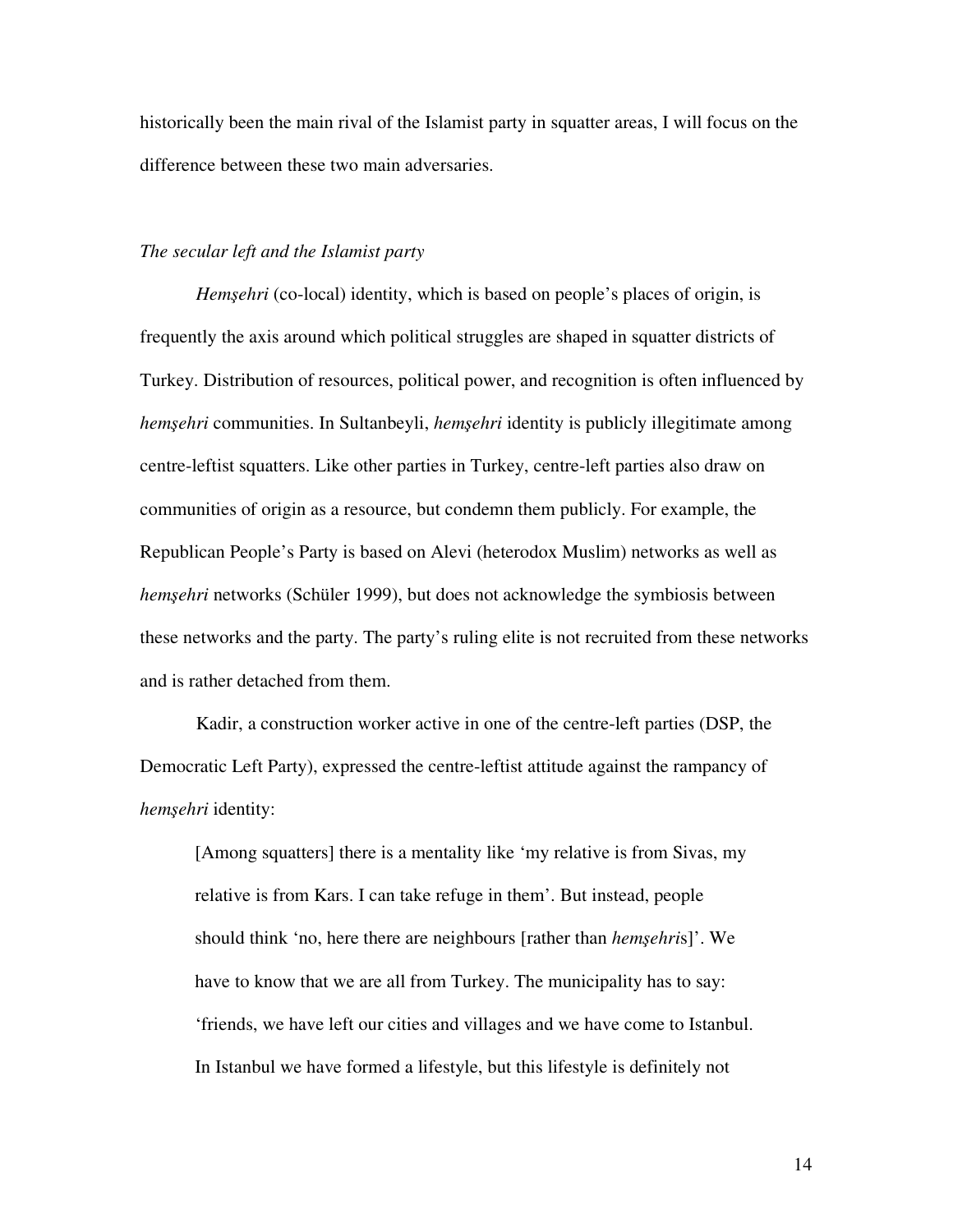historically been the main rival of the Islamist party in squatter areas, I will focus on the difference between these two main adversaries.

### *The secular left and the Islamist party*

*Hemşehri* (co-local) identity, which is based on people's places of origin, is frequently the axis around which political struggles are shaped in squatter districts of Turkey. Distribution of resources, political power, and recognition is often influenced by *hemşehri* communities. In Sultanbeyli, *hemşehri* identity is publicly illegitimate among centre-leftist squatters. Like other parties in Turkey, centre-left parties also draw on communities of origin as a resource, but condemn them publicly. For example, the Republican People's Party is based on Alevi (heterodox Muslim) networks as well as *hemşehri* networks (Schüler 1999), but does not acknowledge the symbiosis between these networks and the party. The party's ruling elite is not recruited from these networks and is rather detached from them.

Kadir, a construction worker active in one of the centre-left parties (DSP, the Democratic Left Party), expressed the centre-leftist attitude against the rampancy of *hemşehri* identity:

> [Among squatters] there is a mentality like 'my relative is from Sivas, my relative is from Kars. I can take refuge in them'. But instead, people should think 'no, here there are neighbours [rather than *hemşehri*s]'. We have to know that we are all from Turkey. The municipality has to say: 'friends, we have left our cities and villages and we have come to Istanbul. In Istanbul we have formed a lifestyle, but this lifestyle is definitely not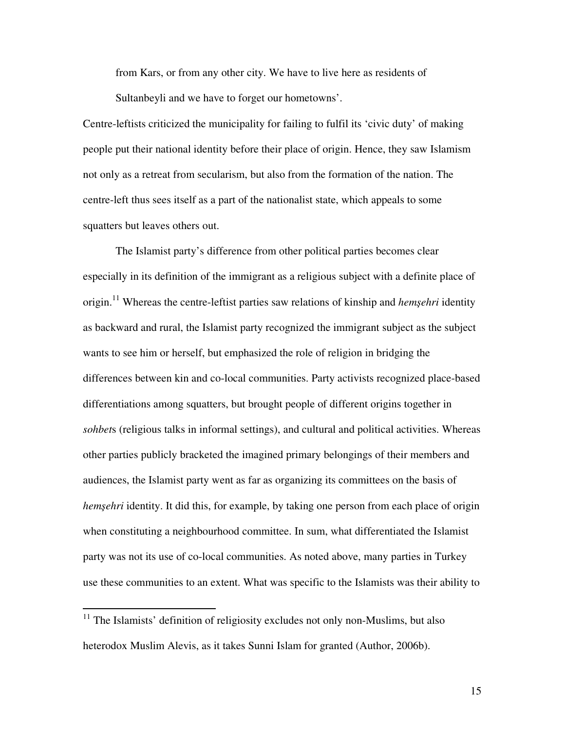from Kars, or from any other city. We have to live here as residents of Sultanbeyli and we have to forget our hometowns'.

Centre-leftists criticized the municipality for failing to fulfil its 'civic duty' of making people put their national identity before their place of origin. Hence, they saw Islamism not only as a retreat from secularism, but also from the formation of the nation. The centre-left thus sees itself as a part of the nationalist state, which appeals to some squatters but leaves others out.

The Islamist party's difference from other political parties becomes clear especially in its definition of the immigrant as a religious subject with a definite place of origin.[11] Whereas the centre-leftist parties saw relations of kinship and *hemşehri* identity as backward and rural, the Islamist party recognized the immigrant subject as the subject wants to see him or herself, but emphasized the role of religion in bridging the differences between kin and co-local communities. Party activists recognized place-based differentiations among squatters, but brought people of different origins together in *sohbet*s (religious talks in informal settings), and cultural and political activities. Whereas other parties publicly bracketed the imagined primary belongings of their members and audiences, the Islamist party went as far as organizing its committees on the basis of *hemşehri* identity. It did this, for example, by taking one person from each place of origin when constituting a neighbourhood committee. In sum, what differentiated the Islamist party was not its use of co-local communities. As noted above, many parties in Turkey use these communities to an extent. What was specific to the Islamists was their ability to

[11] The Islamists' definition of religiosity excludes not only non-Muslims, but also heterodox Muslim Alevis, as it takes Sunni Islam for granted (Author, 2006b).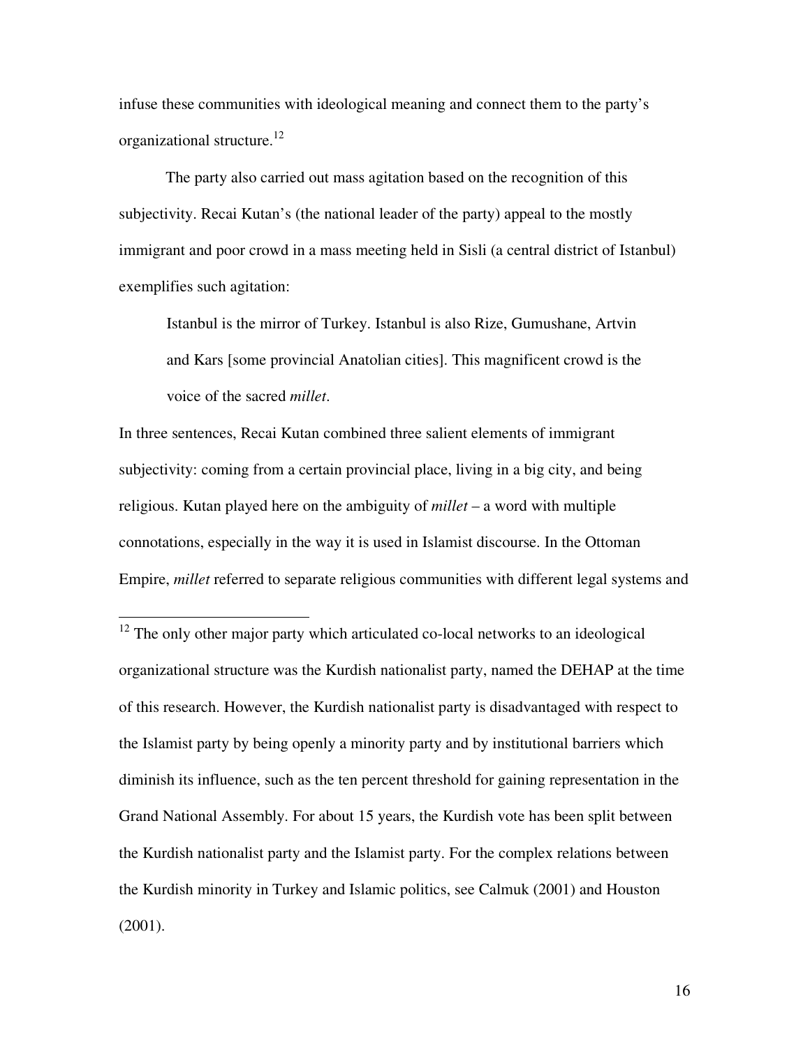infuse these communities with ideological meaning and connect them to the party's organizational structure.[12]

The party also carried out mass agitation based on the recognition of this subjectivity. Recai Kutan's (the national leader of the party) appeal to the mostly immigrant and poor crowd in a mass meeting held in Sisli (a central district of Istanbul) exemplifies such agitation:

> Istanbul is the mirror of Turkey. Istanbul is also Rize, Gumushane, Artvin and Kars [some provincial Anatolian cities]. This magnificent crowd is the voice of the sacred *millet*.

In three sentences, Recai Kutan combined three salient elements of immigrant subjectivity: coming from a certain provincial place, living in a big city, and being religious. Kutan played here on the ambiguity of *millet* – a word with multiple connotations, especially in the way it is used in Islamist discourse. In the Ottoman Empire, *millet* referred to separate religious communities with different legal systems and

---

[12] The only other major party which articulated co-local networks to an ideological organizational structure was the Kurdish nationalist party, named the DEHAP at the time of this research. However, the Kurdish nationalist party is disadvantaged with respect to the Islamist party by being openly a minority party and by institutional barriers which diminish its influence, such as the ten percent threshold for gaining representation in the Grand National Assembly. For about 15 years, the Kurdish vote has been split between the Kurdish nationalist party and the Islamist party. For the complex relations between the Kurdish minority in Turkey and Islamic politics, see Calmuk (2001) and Houston (2001).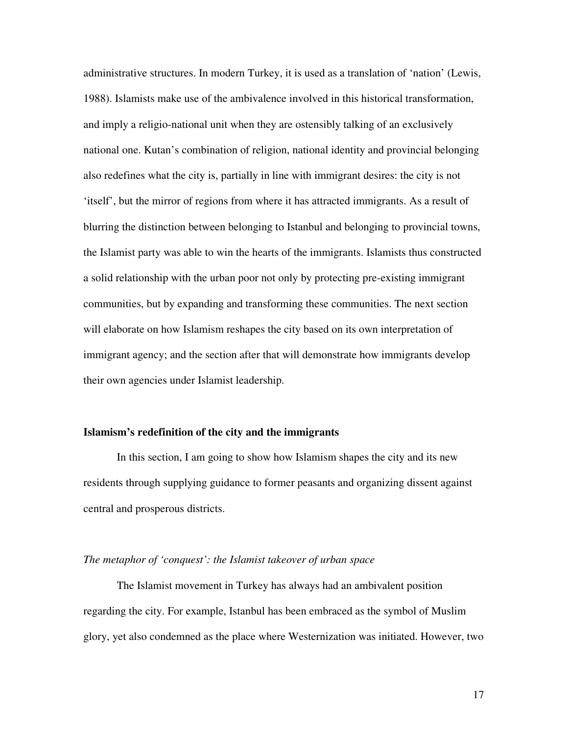administrative structures. In modern Turkey, it is used as a translation of 'nation' (Lewis, 1988). Islamists make use of the ambivalence involved in this historical transformation, and imply a religio-national unit when they are ostensibly talking of an exclusively national one. Kutan's combination of religion, national identity and provincial belonging also redefines what the city is, partially in line with immigrant desires: the city is not 'itself', but the mirror of regions from where it has attracted immigrants. As a result of blurring the distinction between belonging to Istanbul and belonging to provincial towns, the Islamist party was able to win the hearts of the immigrants. Islamists thus constructed a solid relationship with the urban poor not only by protecting pre-existing immigrant communities, but by expanding and transforming these communities. The next section will elaborate on how Islamism reshapes the city based on its own interpretation of immigrant agency; and the section after that will demonstrate how immigrants develop their own agencies under Islamist leadership.

## Islamism's redefinition of the city and the immigrants

In this section, I am going to show how Islamism shapes the city and its new residents through supplying guidance to former peasants and organizing dissent against central and prosperous districts.

### *The metaphor of 'conquest': the Islamist takeover of urban space*

The Islamist movement in Turkey has always had an ambivalent position regarding the city. For example, Istanbul has been embraced as the symbol of Muslim glory, yet also condemned as the place where Westernization was initiated. However, two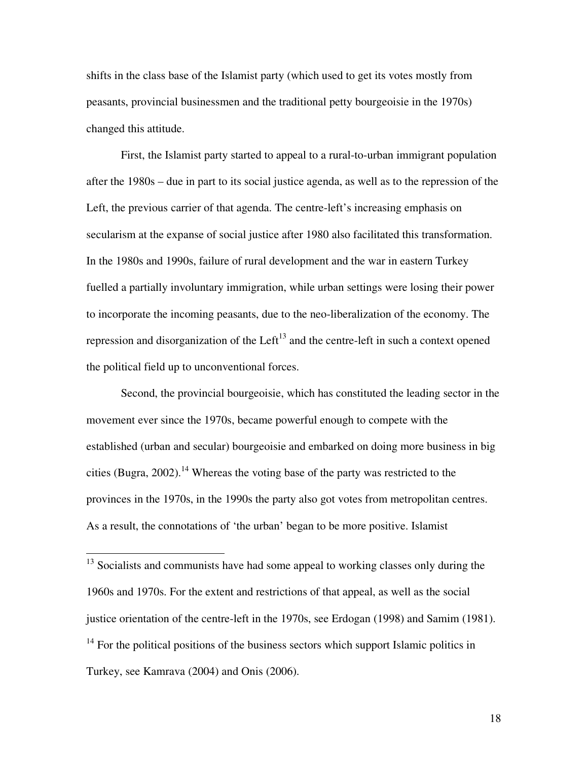shifts in the class base of the Islamist party (which used to get its votes mostly from peasants, provincial businessmen and the traditional petty bourgeoisie in the 1970s) changed this attitude.

First, the Islamist party started to appeal to a rural-to-urban immigrant population after the 1980s – due in part to its social justice agenda, as well as to the repression of the Left, the previous carrier of that agenda. The centre-left's increasing emphasis on secularism at the expanse of social justice after 1980 also facilitated this transformation. In the 1980s and 1990s, failure of rural development and the war in eastern Turkey fuelled a partially involuntary immigration, while urban settings were losing their power to incorporate the incoming peasants, due to the neo-liberalization of the economy. The repression and disorganization of the Left[13] and the centre-left in such a context opened the political field up to unconventional forces.

Second, the provincial bourgeoisie, which has constituted the leading sector in the movement ever since the 1970s, became powerful enough to compete with the established (urban and secular) bourgeoisie and embarked on doing more business in big cities (Bugra, 2002).[14] Whereas the voting base of the party was restricted to the provinces in the 1970s, in the 1990s the party also got votes from metropolitan centres. As a result, the connotations of 'the urban' began to be more positive. Islamist

---

[13] Socialists and communists have had some appeal to working classes only during the 1960s and 1970s. For the extent and restrictions of that appeal, as well as the social justice orientation of the centre-left in the 1970s, see Erdogan (1998) and Samim (1981).

[14] For the political positions of the business sectors which support Islamic politics in Turkey, see Kamrava (2004) and Onis (2006).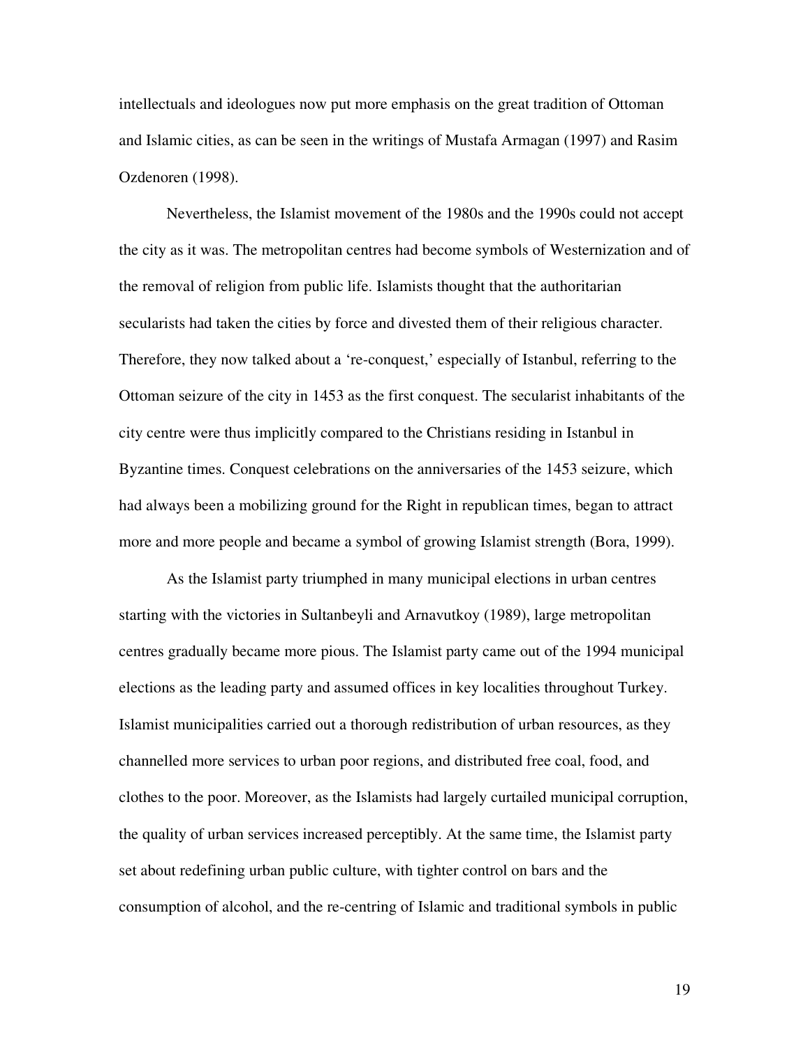intellectuals and ideologues now put more emphasis on the great tradition of Ottoman and Islamic cities, as can be seen in the writings of Mustafa Armagan (1997) and Rasim Ozdenoren (1998).

Nevertheless, the Islamist movement of the 1980s and the 1990s could not accept the city as it was. The metropolitan centres had become symbols of Westernization and of the removal of religion from public life. Islamists thought that the authoritarian secularists had taken the cities by force and divested them of their religious character. Therefore, they now talked about a 're-conquest,' especially of Istanbul, referring to the Ottoman seizure of the city in 1453 as the first conquest. The secularist inhabitants of the city centre were thus implicitly compared to the Christians residing in Istanbul in Byzantine times. Conquest celebrations on the anniversaries of the 1453 seizure, which had always been a mobilizing ground for the Right in republican times, began to attract more and more people and became a symbol of growing Islamist strength (Bora, 1999).

As the Islamist party triumphed in many municipal elections in urban centres starting with the victories in Sultanbeyli and Arnavutkoy (1989), large metropolitan centres gradually became more pious. The Islamist party came out of the 1994 municipal elections as the leading party and assumed offices in key localities throughout Turkey. Islamist municipalities carried out a thorough redistribution of urban resources, as they channelled more services to urban poor regions, and distributed free coal, food, and clothes to the poor. Moreover, as the Islamists had largely curtailed municipal corruption, the quality of urban services increased perceptibly. At the same time, the Islamist party set about redefining urban public culture, with tighter control on bars and the consumption of alcohol, and the re-centring of Islamic and traditional symbols in public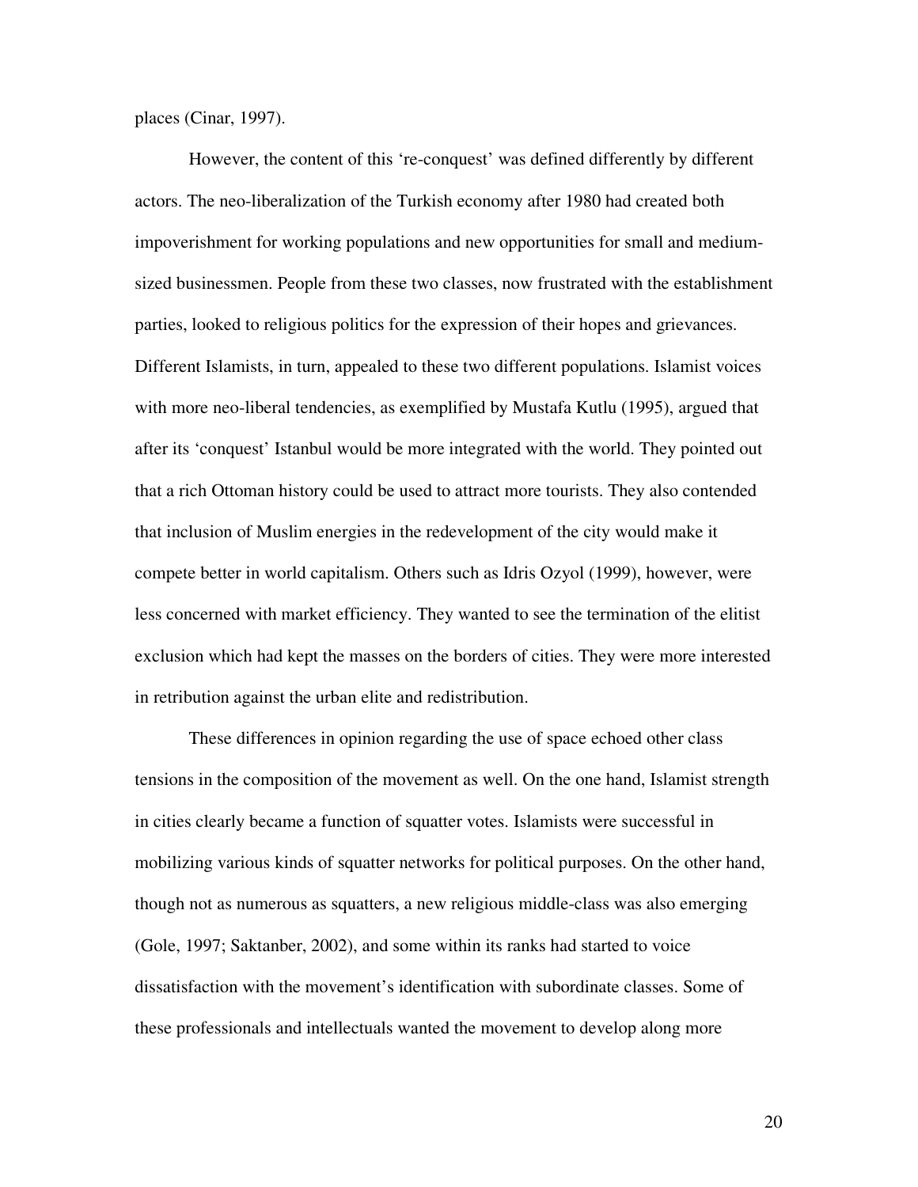places (Cinar, 1997).

However, the content of this 're-conquest' was defined differently by different actors. The neo-liberalization of the Turkish economy after 1980 had created both impoverishment for working populations and new opportunities for small and medium-sized businessmen. People from these two classes, now frustrated with the establishment parties, looked to religious politics for the expression of their hopes and grievances. Different Islamists, in turn, appealed to these two different populations. Islamist voices with more neo-liberal tendencies, as exemplified by Mustafa Kutlu (1995), argued that after its 'conquest' Istanbul would be more integrated with the world. They pointed out that a rich Ottoman history could be used to attract more tourists. They also contended that inclusion of Muslim energies in the redevelopment of the city would make it compete better in world capitalism. Others such as Idris Ozyol (1999), however, were less concerned with market efficiency. They wanted to see the termination of the elitist exclusion which had kept the masses on the borders of cities. They were more interested in retribution against the urban elite and redistribution.

These differences in opinion regarding the use of space echoed other class tensions in the composition of the movement as well. On the one hand, Islamist strength in cities clearly became a function of squatter votes. Islamists were successful in mobilizing various kinds of squatter networks for political purposes. On the other hand, though not as numerous as squatters, a new religious middle-class was also emerging (Gole, 1997; Saktanber, 2002), and some within its ranks had started to voice dissatisfaction with the movement's identification with subordinate classes. Some of these professionals and intellectuals wanted the movement to develop along more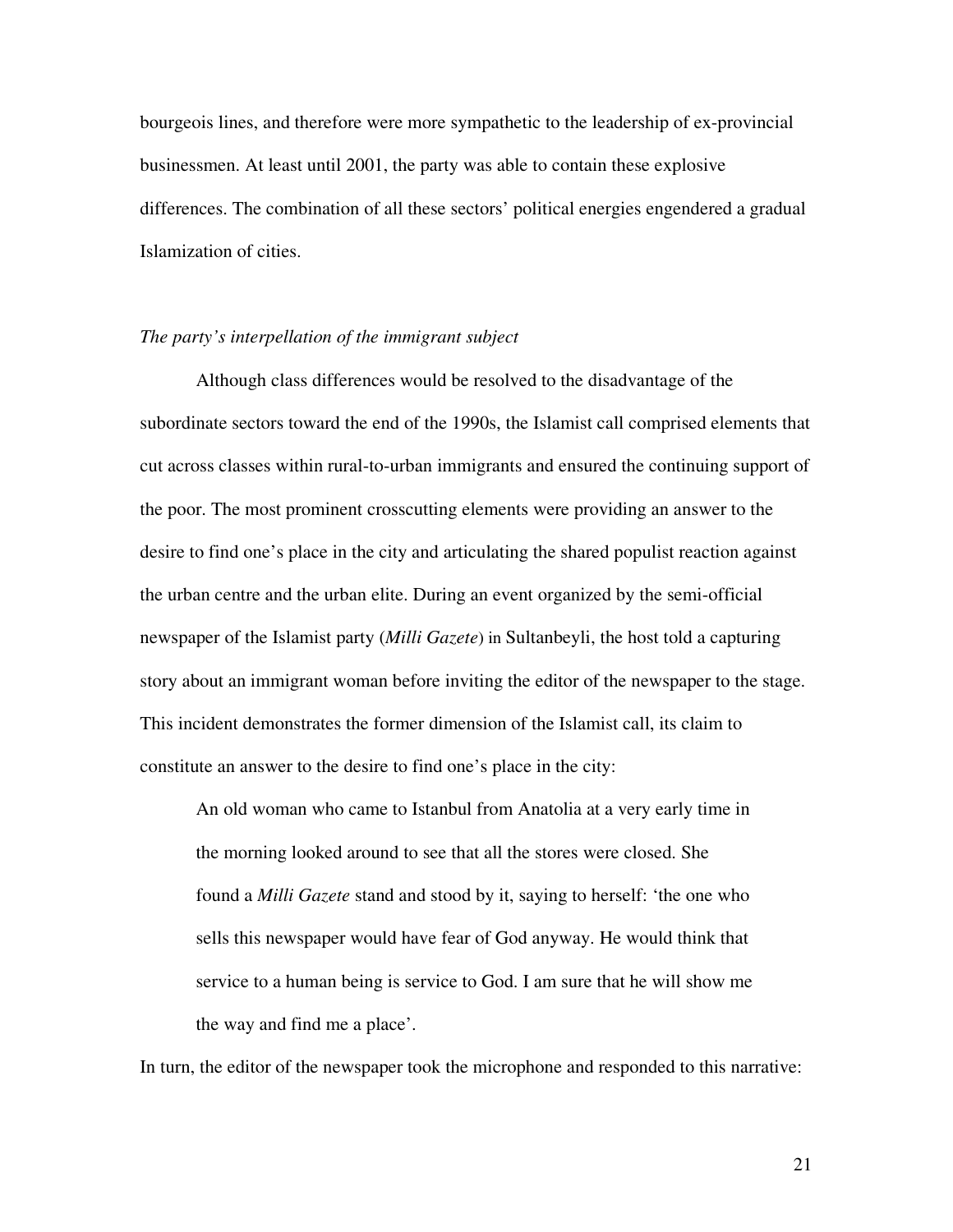bourgeois lines, and therefore were more sympathetic to the leadership of ex-provincial businessmen. At least until 2001, the party was able to contain these explosive differences. The combination of all these sectors' political energies engendered a gradual Islamization of cities.

*The party's interpellation of the immigrant subject*

Although class differences would be resolved to the disadvantage of the subordinate sectors toward the end of the 1990s, the Islamist call comprised elements that cut across classes within rural-to-urban immigrants and ensured the continuing support of the poor. The most prominent crosscutting elements were providing an answer to the desire to find one's place in the city and articulating the shared populist reaction against the urban centre and the urban elite. During an event organized by the semi-official newspaper of the Islamist party (*Milli Gazete*) in Sultanbeyli, the host told a capturing story about an immigrant woman before inviting the editor of the newspaper to the stage. This incident demonstrates the former dimension of the Islamist call, its claim to constitute an answer to the desire to find one's place in the city:

> An old woman who came to Istanbul from Anatolia at a very early time in the morning looked around to see that all the stores were closed. She found a *Milli Gazete* stand and stood by it, saying to herself: 'the one who sells this newspaper would have fear of God anyway. He would think that service to a human being is service to God. I am sure that he will show me the way and find me a place'.

In turn, the editor of the newspaper took the microphone and responded to this narrative: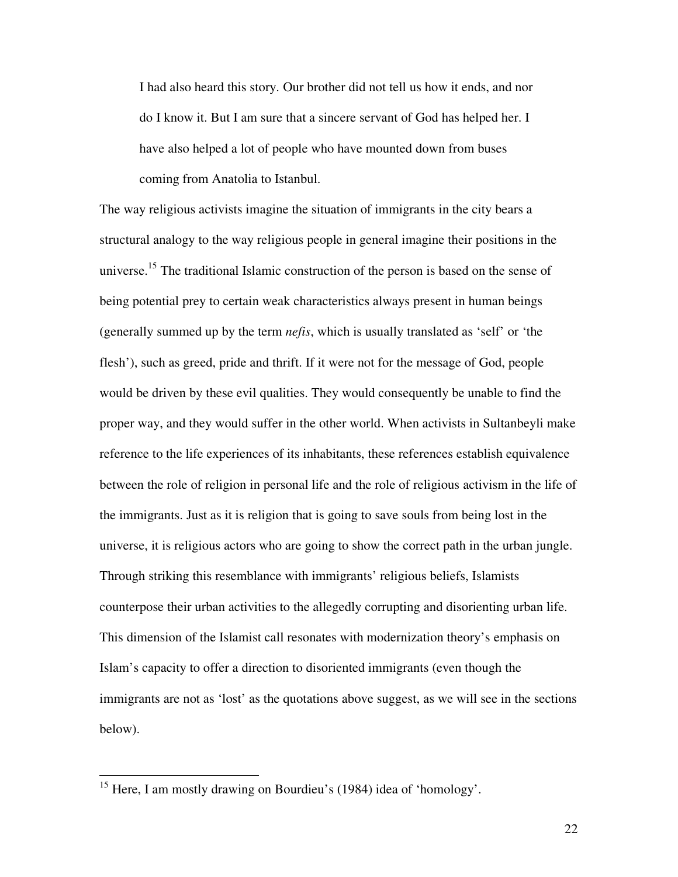> I had also heard this story. Our brother did not tell us how it ends, and nor do I know it. But I am sure that a sincere servant of God has helped her. I have also helped a lot of people who have mounted down from buses coming from Anatolia to Istanbul.

The way religious activists imagine the situation of immigrants in the city bears a structural analogy to the way religious people in general imagine their positions in the universe.[15] The traditional Islamic construction of the person is based on the sense of being potential prey to certain weak characteristics always present in human beings (generally summed up by the term *nefis*, which is usually translated as 'self' or 'the flesh'), such as greed, pride and thrift. If it were not for the message of God, people would be driven by these evil qualities. They would consequently be unable to find the proper way, and they would suffer in the other world. When activists in Sultanbeyli make reference to the life experiences of its inhabitants, these references establish equivalence between the role of religion in personal life and the role of religious activism in the life of the immigrants. Just as it is religion that is going to save souls from being lost in the universe, it is religious actors who are going to show the correct path in the urban jungle. Through striking this resemblance with immigrants' religious beliefs, Islamists counterpose their urban activities to the allegedly corrupting and disorienting urban life. This dimension of the Islamist call resonates with modernization theory's emphasis on Islam's capacity to offer a direction to disoriented immigrants (even though the immigrants are not as 'lost' as the quotations above suggest, as we will see in the sections below).

---

[15] Here, I am mostly drawing on Bourdieu's (1984) idea of 'homology'.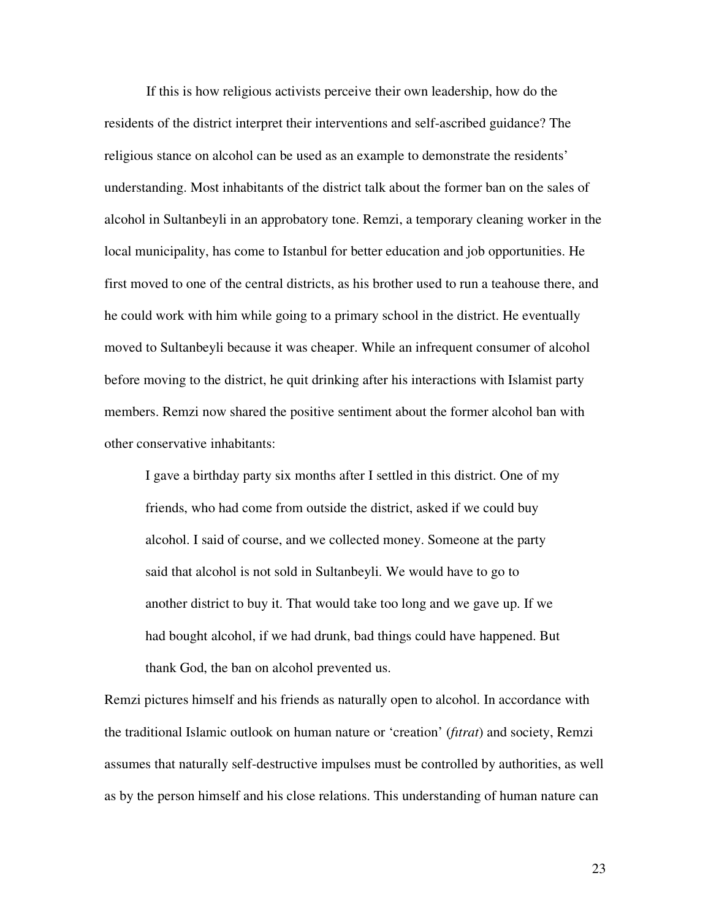If this is how religious activists perceive their own leadership, how do the residents of the district interpret their interventions and self-ascribed guidance? The religious stance on alcohol can be used as an example to demonstrate the residents' understanding. Most inhabitants of the district talk about the former ban on the sales of alcohol in Sultanbeyli in an approbatory tone. Remzi, a temporary cleaning worker in the local municipality, has come to Istanbul for better education and job opportunities. He first moved to one of the central districts, as his brother used to run a teahouse there, and he could work with him while going to a primary school in the district. He eventually moved to Sultanbeyli because it was cheaper. While an infrequent consumer of alcohol before moving to the district, he quit drinking after his interactions with Islamist party members. Remzi now shared the positive sentiment about the former alcohol ban with other conservative inhabitants:

> I gave a birthday party six months after I settled in this district. One of my friends, who had come from outside the district, asked if we could buy alcohol. I said of course, and we collected money. Someone at the party said that alcohol is not sold in Sultanbeyli. We would have to go to another district to buy it. That would take too long and we gave up. If we had bought alcohol, if we had drunk, bad things could have happened. But thank God, the ban on alcohol prevented us.

Remzi pictures himself and his friends as naturally open to alcohol. In accordance with the traditional Islamic outlook on human nature or 'creation' (*fıtrat*) and society, Remzi assumes that naturally self-destructive impulses must be controlled by authorities, as well as by the person himself and his close relations. This understanding of human nature can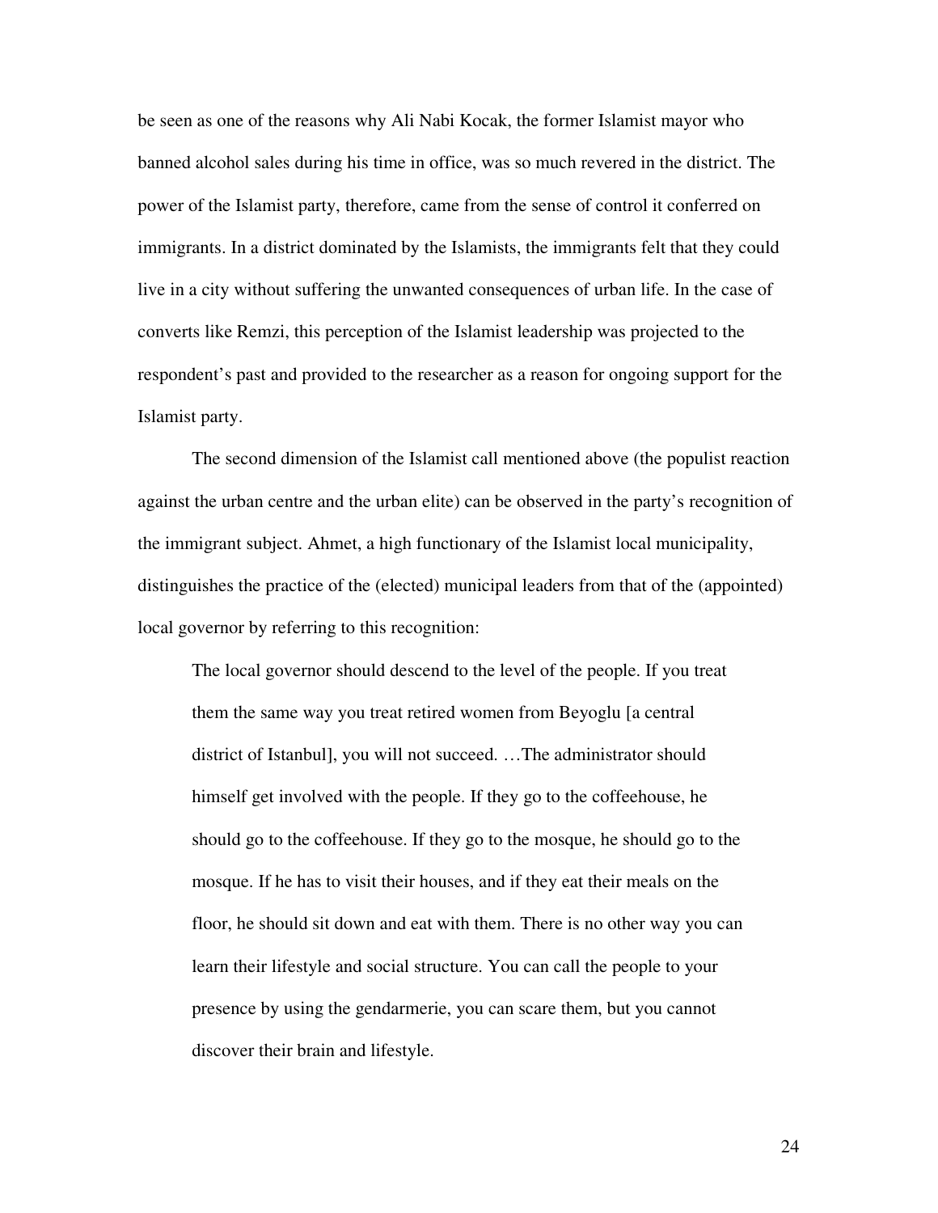be seen as one of the reasons why Ali Nabi Kocak, the former Islamist mayor who banned alcohol sales during his time in office, was so much revered in the district. The power of the Islamist party, therefore, came from the sense of control it conferred on immigrants. In a district dominated by the Islamists, the immigrants felt that they could live in a city without suffering the unwanted consequences of urban life. In the case of converts like Remzi, this perception of the Islamist leadership was projected to the respondent's past and provided to the researcher as a reason for ongoing support for the Islamist party.

The second dimension of the Islamist call mentioned above (the populist reaction against the urban centre and the urban elite) can be observed in the party's recognition of the immigrant subject. Ahmet, a high functionary of the Islamist local municipality, distinguishes the practice of the (elected) municipal leaders from that of the (appointed) local governor by referring to this recognition:

> The local governor should descend to the level of the people. If you treat them the same way you treat retired women from Beyoglu [a central district of Istanbul], you will not succeed. …The administrator should himself get involved with the people. If they go to the coffeehouse, he should go to the coffeehouse. If they go to the mosque, he should go to the mosque. If he has to visit their houses, and if they eat their meals on the floor, he should sit down and eat with them. There is no other way you can learn their lifestyle and social structure. You can call the people to your presence by using the gendarmerie, you can scare them, but you cannot discover their brain and lifestyle.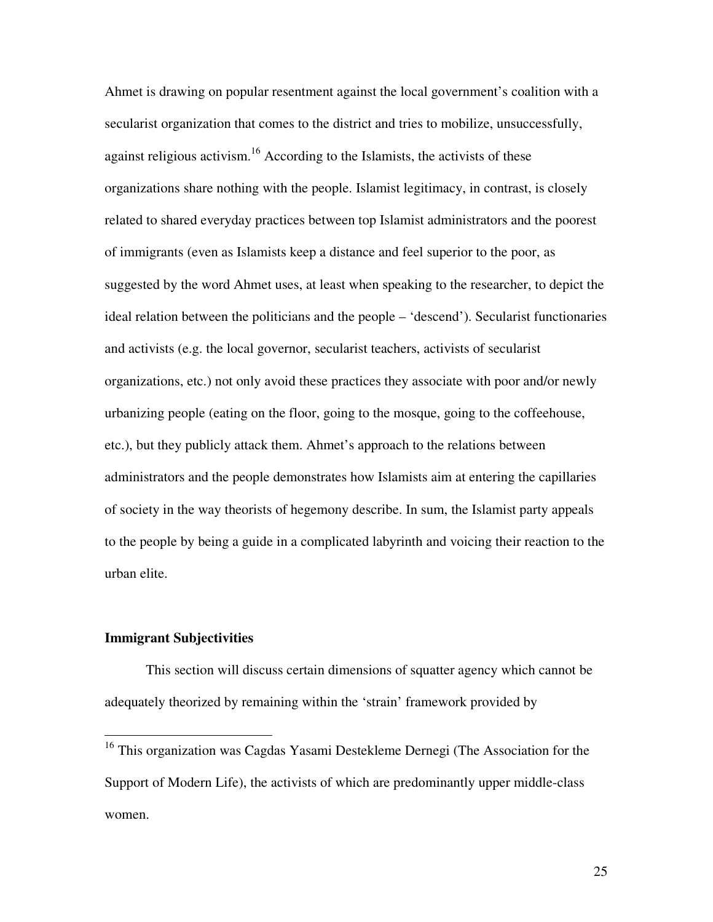Ahmet is drawing on popular resentment against the local government's coalition with a secularist organization that comes to the district and tries to mobilize, unsuccessfully, against religious activism.[16] According to the Islamists, the activists of these organizations share nothing with the people. Islamist legitimacy, in contrast, is closely related to shared everyday practices between top Islamist administrators and the poorest of immigrants (even as Islamists keep a distance and feel superior to the poor, as suggested by the word Ahmet uses, at least when speaking to the researcher, to depict the ideal relation between the politicians and the people – 'descend'). Secularist functionaries and activists (e.g. the local governor, secularist teachers, activists of secularist organizations, etc.) not only avoid these practices they associate with poor and/or newly urbanizing people (eating on the floor, going to the mosque, going to the coffeehouse, etc.), but they publicly attack them. Ahmet's approach to the relations between administrators and the people demonstrates how Islamists aim at entering the capillaries of society in the way theorists of hegemony describe. In sum, the Islamist party appeals to the people by being a guide in a complicated labyrinth and voicing their reaction to the urban elite.

### Immigrant Subjectivities

This section will discuss certain dimensions of squatter agency which cannot be adequately theorized by remaining within the 'strain' framework provided by

---

[16] This organization was Cagdas Yasami Destekleme Dernegi (The Association for the Support of Modern Life), the activists of which are predominantly upper middle-class women.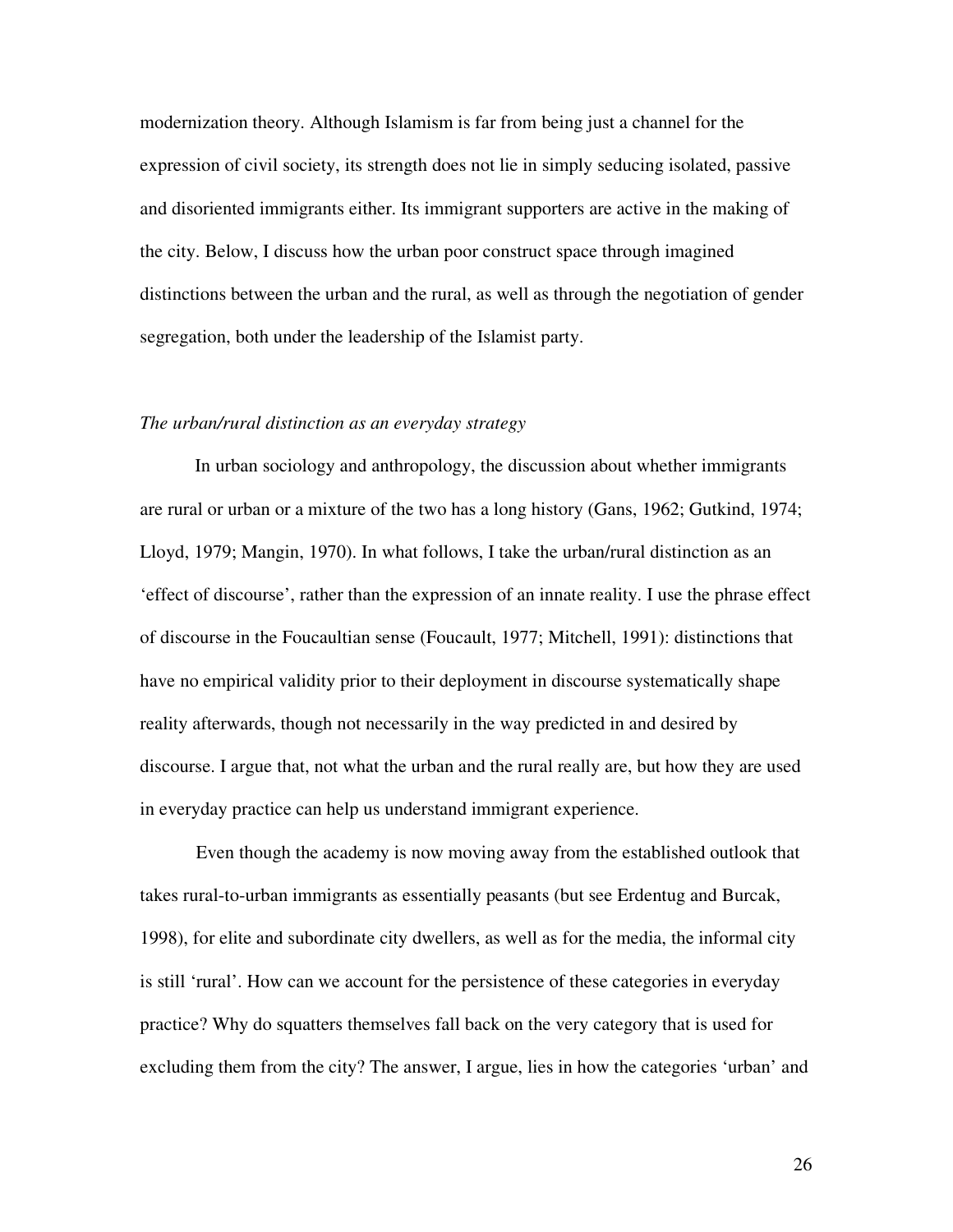modernization theory. Although Islamism is far from being just a channel for the expression of civil society, its strength does not lie in simply seducing isolated, passive and disoriented immigrants either. Its immigrant supporters are active in the making of the city. Below, I discuss how the urban poor construct space through imagined distinctions between the urban and the rural, as well as through the negotiation of gender segregation, both under the leadership of the Islamist party.

### *The urban/rural distinction as an everyday strategy*

In urban sociology and anthropology, the discussion about whether immigrants are rural or urban or a mixture of the two has a long history (Gans, 1962; Gutkind, 1974; Lloyd, 1979; Mangin, 1970). In what follows, I take the urban/rural distinction as an 'effect of discourse', rather than the expression of an innate reality. I use the phrase effect of discourse in the Foucaultian sense (Foucault, 1977; Mitchell, 1991): distinctions that have no empirical validity prior to their deployment in discourse systematically shape reality afterwards, though not necessarily in the way predicted in and desired by discourse. I argue that, not what the urban and the rural really are, but how they are used in everyday practice can help us understand immigrant experience.

Even though the academy is now moving away from the established outlook that takes rural-to-urban immigrants as essentially peasants (but see Erdentug and Burcak, 1998), for elite and subordinate city dwellers, as well as for the media, the informal city is still 'rural'. How can we account for the persistence of these categories in everyday practice? Why do squatters themselves fall back on the very category that is used for excluding them from the city? The answer, I argue, lies in how the categories 'urban' and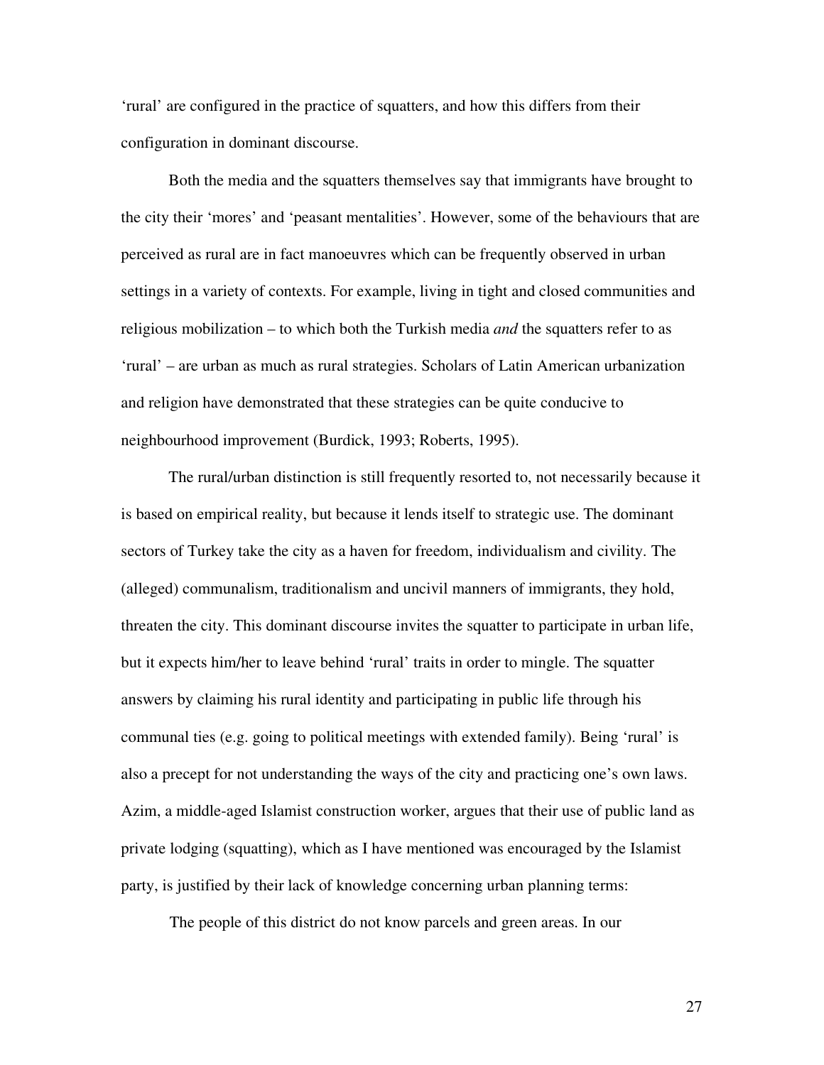'rural' are configured in the practice of squatters, and how this differs from their configuration in dominant discourse.

Both the media and the squatters themselves say that immigrants have brought to the city their 'mores' and 'peasant mentalities'. However, some of the behaviours that are perceived as rural are in fact manoeuvres which can be frequently observed in urban settings in a variety of contexts. For example, living in tight and closed communities and religious mobilization – to which both the Turkish media *and* the squatters refer to as 'rural' – are urban as much as rural strategies. Scholars of Latin American urbanization and religion have demonstrated that these strategies can be quite conducive to neighbourhood improvement (Burdick, 1993; Roberts, 1995).

The rural/urban distinction is still frequently resorted to, not necessarily because it is based on empirical reality, but because it lends itself to strategic use. The dominant sectors of Turkey take the city as a haven for freedom, individualism and civility. The (alleged) communalism, traditionalism and uncivil manners of immigrants, they hold, threaten the city. This dominant discourse invites the squatter to participate in urban life, but it expects him/her to leave behind 'rural' traits in order to mingle. The squatter answers by claiming his rural identity and participating in public life through his communal ties (e.g. going to political meetings with extended family). Being 'rural' is also a precept for not understanding the ways of the city and practicing one's own laws. Azim, a middle-aged Islamist construction worker, argues that their use of public land as private lodging (squatting), which as I have mentioned was encouraged by the Islamist party, is justified by their lack of knowledge concerning urban planning terms:

> The people of this district do not know parcels and green areas. In our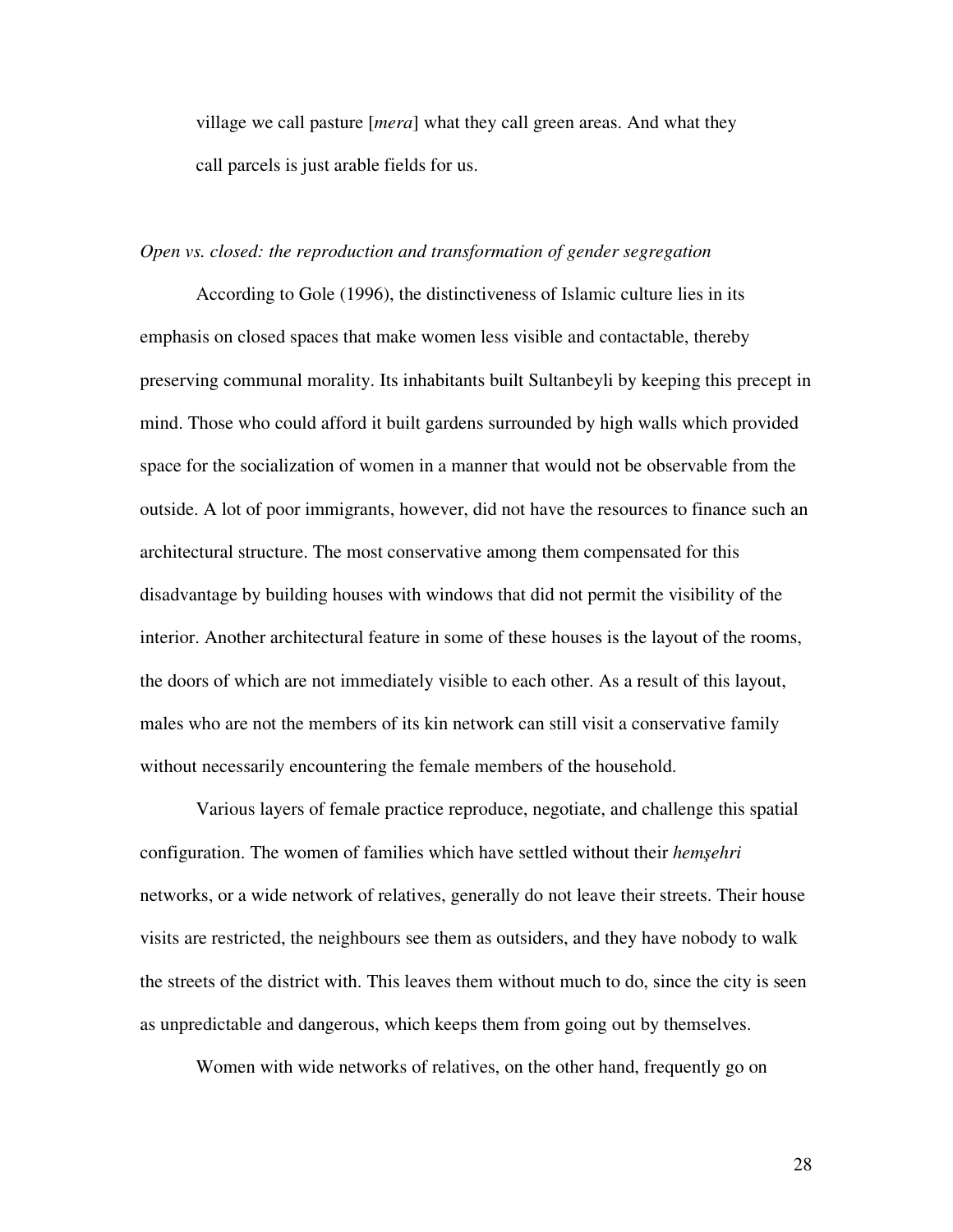village we call pasture [*mera*] what they call green areas. And what they call parcels is just arable fields for us.

*Open vs. closed: the reproduction and transformation of gender segregation*

According to Gole (1996), the distinctiveness of Islamic culture lies in its emphasis on closed spaces that make women less visible and contactable, thereby preserving communal morality. Its inhabitants built Sultanbeyli by keeping this precept in mind. Those who could afford it built gardens surrounded by high walls which provided space for the socialization of women in a manner that would not be observable from the outside. A lot of poor immigrants, however, did not have the resources to finance such an architectural structure. The most conservative among them compensated for this disadvantage by building houses with windows that did not permit the visibility of the interior. Another architectural feature in some of these houses is the layout of the rooms, the doors of which are not immediately visible to each other. As a result of this layout, males who are not the members of its kin network can still visit a conservative family without necessarily encountering the female members of the household.

Various layers of female practice reproduce, negotiate, and challenge this spatial configuration. The women of families which have settled without their *hemşehri* networks, or a wide network of relatives, generally do not leave their streets. Their house visits are restricted, the neighbours see them as outsiders, and they have nobody to walk the streets of the district with. This leaves them without much to do, since the city is seen as unpredictable and dangerous, which keeps them from going out by themselves.

Women with wide networks of relatives, on the other hand, frequently go on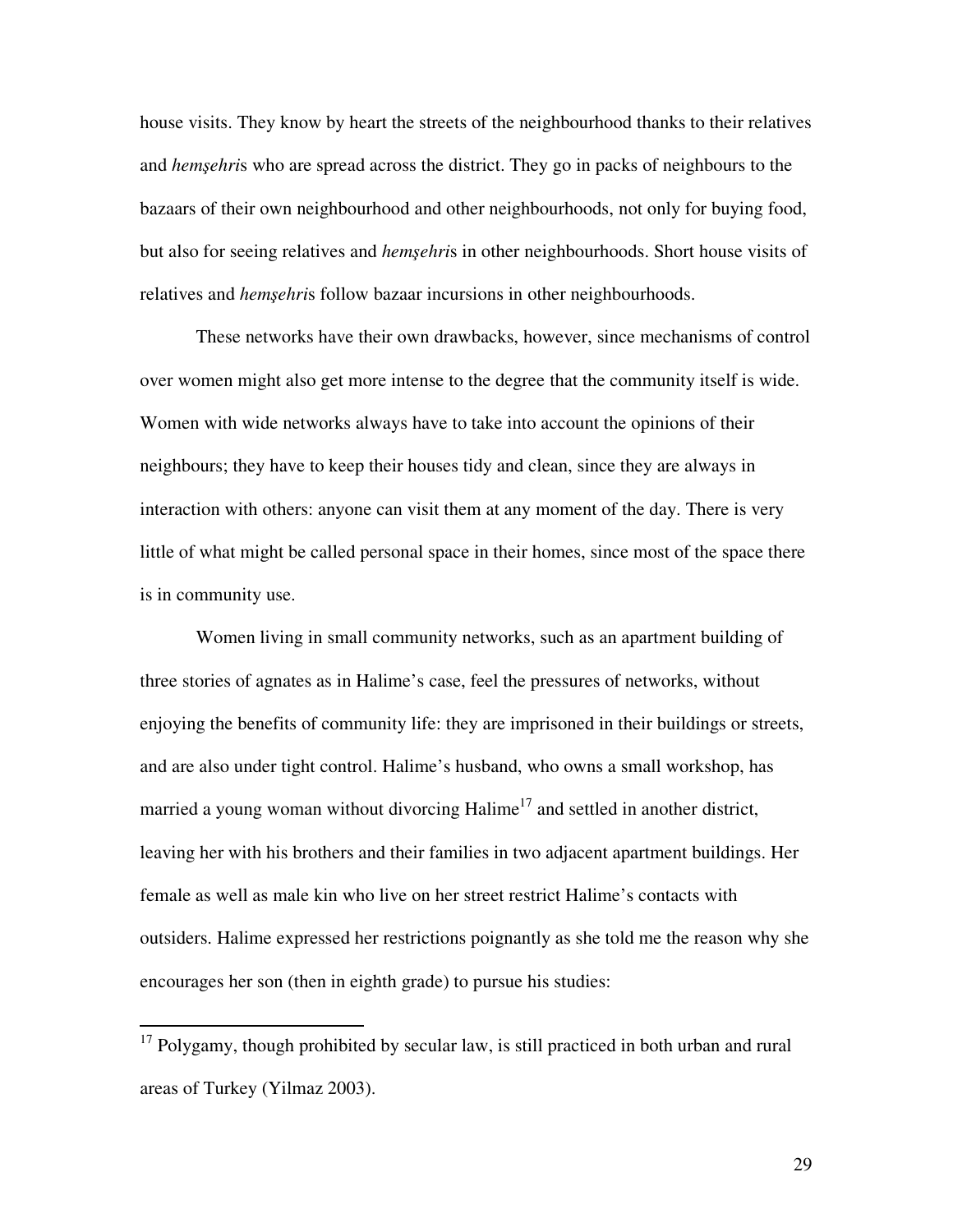house visits. They know by heart the streets of the neighbourhood thanks to their relatives and *hemşehri*s who are spread across the district. They go in packs of neighbours to the bazaars of their own neighbourhood and other neighbourhoods, not only for buying food, but also for seeing relatives and *hemşehri*s in other neighbourhoods. Short house visits of relatives and *hemşehri*s follow bazaar incursions in other neighbourhoods.

These networks have their own drawbacks, however, since mechanisms of control over women might also get more intense to the degree that the community itself is wide. Women with wide networks always have to take into account the opinions of their neighbours; they have to keep their houses tidy and clean, since they are always in interaction with others: anyone can visit them at any moment of the day. There is very little of what might be called personal space in their homes, since most of the space there is in community use.

Women living in small community networks, such as an apartment building of three stories of agnates as in Halime's case, feel the pressures of networks, without enjoying the benefits of community life: they are imprisoned in their buildings or streets, and are also under tight control. Halime's husband, who owns a small workshop, has married a young woman without divorcing Halime[17] and settled in another district, leaving her with his brothers and their families in two adjacent apartment buildings. Her female as well as male kin who live on her street restrict Halime's contacts with outsiders. Halime expressed her restrictions poignantly as she told me the reason why she encourages her son (then in eighth grade) to pursue his studies:

---

[17] Polygamy, though prohibited by secular law, is still practiced in both urban and rural areas of Turkey (Yilmaz 2003).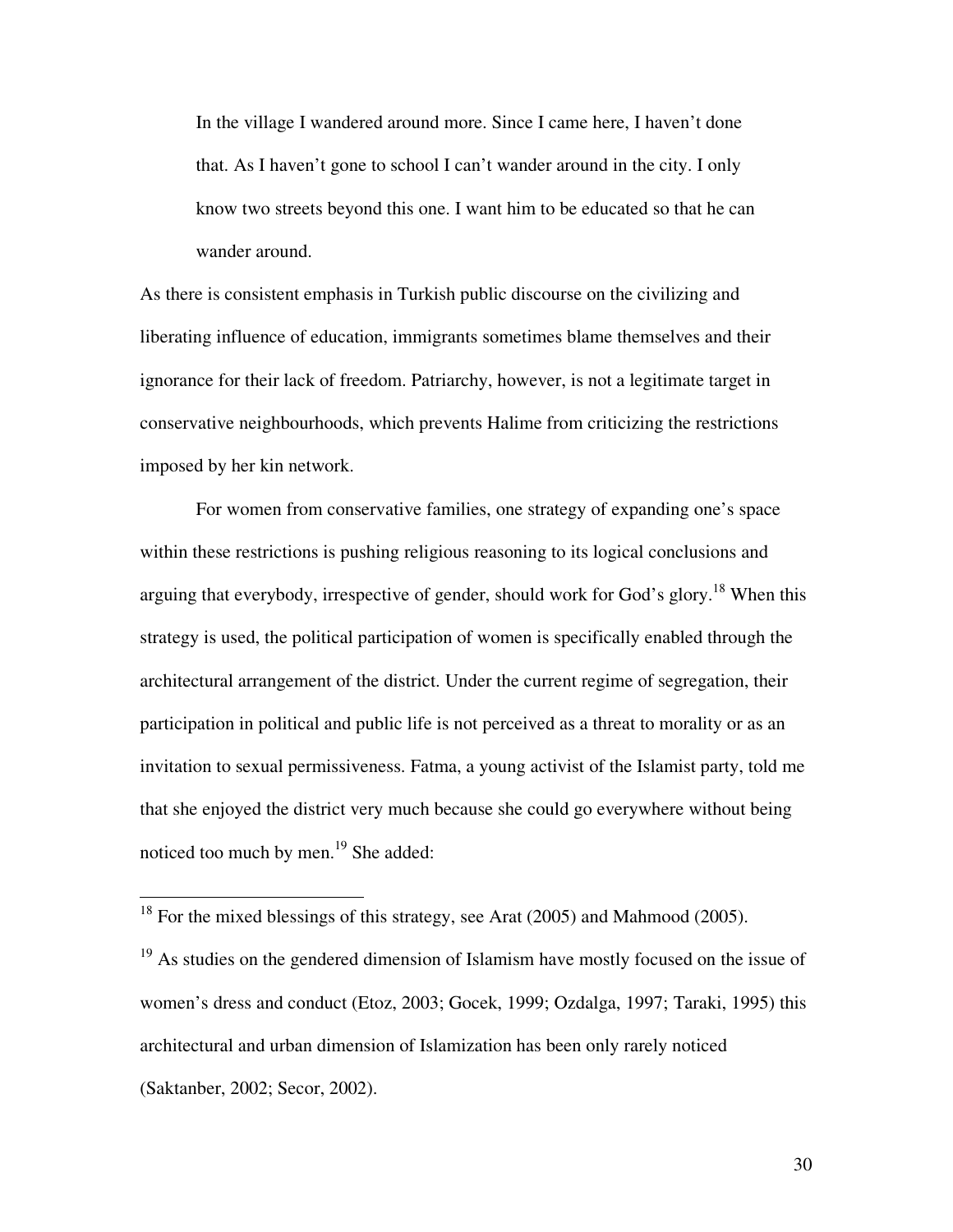> In the village I wandered around more. Since I came here, I haven't done that. As I haven't gone to school I can't wander around in the city. I only know two streets beyond this one. I want him to be educated so that he can wander around.

As there is consistent emphasis in Turkish public discourse on the civilizing and liberating influence of education, immigrants sometimes blame themselves and their ignorance for their lack of freedom. Patriarchy, however, is not a legitimate target in conservative neighbourhoods, which prevents Halime from criticizing the restrictions imposed by her kin network.

For women from conservative families, one strategy of expanding one's space within these restrictions is pushing religious reasoning to its logical conclusions and arguing that everybody, irrespective of gender, should work for God's glory.[18] When this strategy is used, the political participation of women is specifically enabled through the architectural arrangement of the district. Under the current regime of segregation, their participation in political and public life is not perceived as a threat to morality or as an invitation to sexual permissiveness. Fatma, a young activist of the Islamist party, told me that she enjoyed the district very much because she could go everywhere without being noticed too much by men.[19] She added:

---

[18] For the mixed blessings of this strategy, see Arat (2005) and Mahmood (2005).

[19] As studies on the gendered dimension of Islamism have mostly focused on the issue of women's dress and conduct (Etoz, 2003; Gocek, 1999; Ozdalga, 1997; Taraki, 1995) this architectural and urban dimension of Islamization has been only rarely noticed (Saktanber, 2002; Secor, 2002).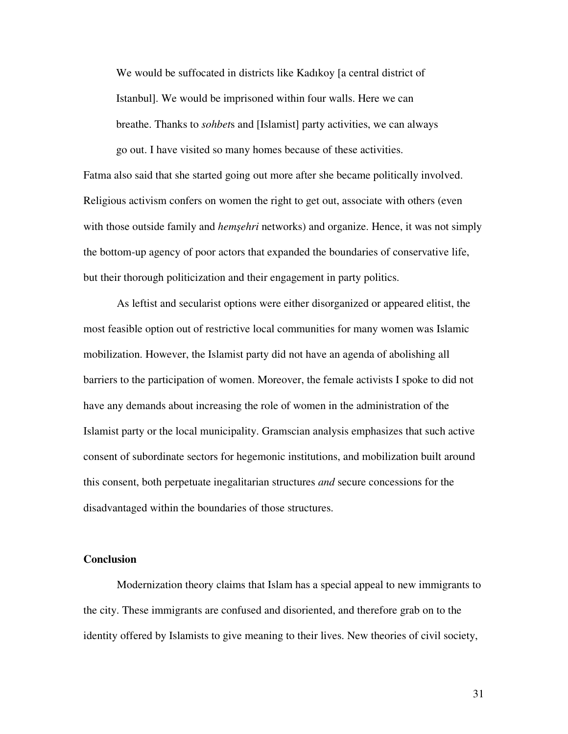> We would be suffocated in districts like Kadıkoy [a central district of Istanbul]. We would be imprisoned within four walls. Here we can breathe. Thanks to *sohbet*s and [Islamist] party activities, we can always go out. I have visited so many homes because of these activities.

Fatma also said that she started going out more after she became politically involved. Religious activism confers on women the right to get out, associate with others (even with those outside family and *hemşehri* networks) and organize. Hence, it was not simply the bottom-up agency of poor actors that expanded the boundaries of conservative life, but their thorough politicization and their engagement in party politics.

As leftist and secularist options were either disorganized or appeared elitist, the most feasible option out of restrictive local communities for many women was Islamic mobilization. However, the Islamist party did not have an agenda of abolishing all barriers to the participation of women. Moreover, the female activists I spoke to did not have any demands about increasing the role of women in the administration of the Islamist party or the local municipality. Gramscian analysis emphasizes that such active consent of subordinate sectors for hegemonic institutions, and mobilization built around this consent, both perpetuate inegalitarian structures *and* secure concessions for the disadvantaged within the boundaries of those structures.

**Conclusion**

Modernization theory claims that Islam has a special appeal to new immigrants to the city. These immigrants are confused and disoriented, and therefore grab on to the identity offered by Islamists to give meaning to their lives. New theories of civil society,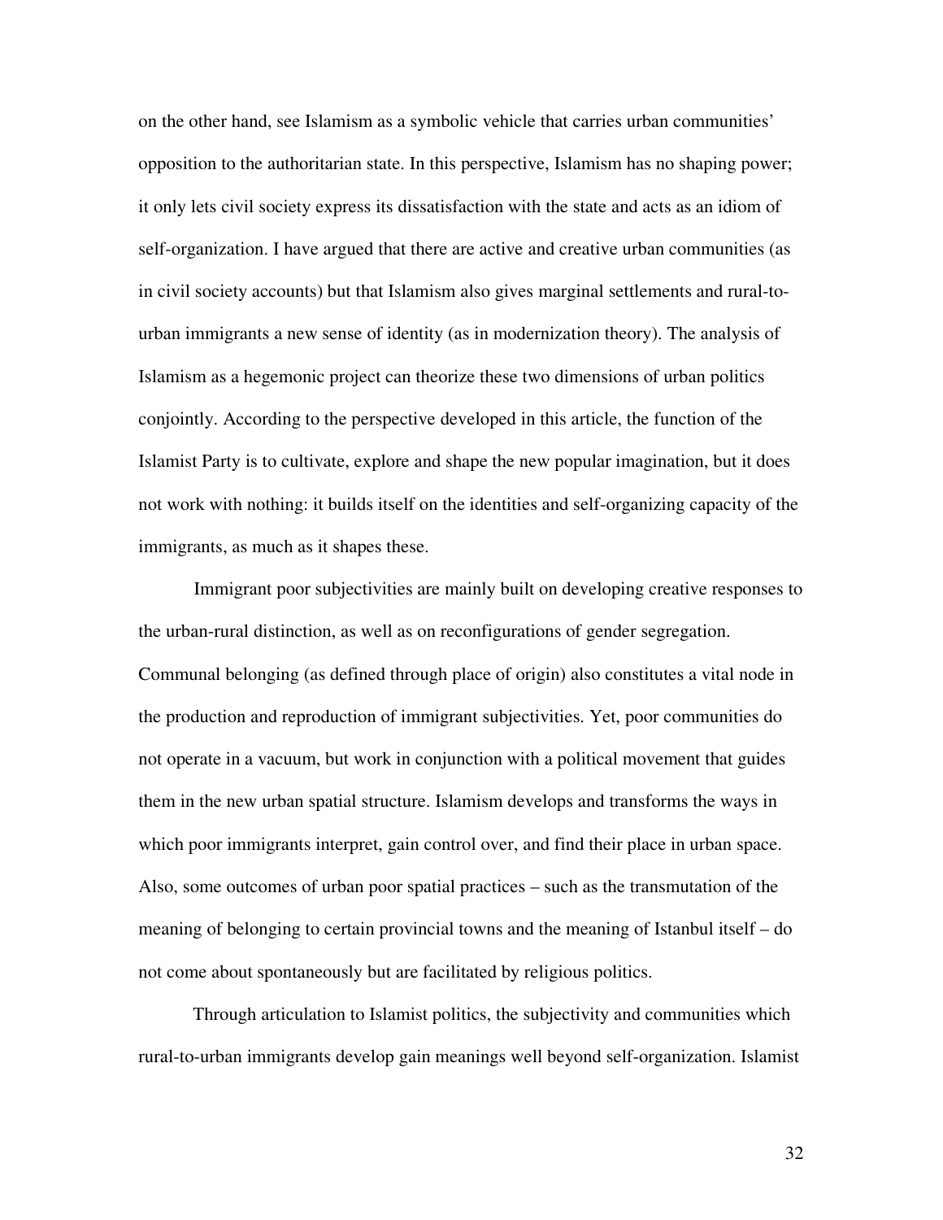on the other hand, see Islamism as a symbolic vehicle that carries urban communities' opposition to the authoritarian state. In this perspective, Islamism has no shaping power; it only lets civil society express its dissatisfaction with the state and acts as an idiom of self-organization. I have argued that there are active and creative urban communities (as in civil society accounts) but that Islamism also gives marginal settlements and rural-to-urban immigrants a new sense of identity (as in modernization theory). The analysis of Islamism as a hegemonic project can theorize these two dimensions of urban politics conjointly. According to the perspective developed in this article, the function of the Islamist Party is to cultivate, explore and shape the new popular imagination, but it does not work with nothing: it builds itself on the identities and self-organizing capacity of the immigrants, as much as it shapes these.

Immigrant poor subjectivities are mainly built on developing creative responses to the urban-rural distinction, as well as on reconfigurations of gender segregation. Communal belonging (as defined through place of origin) also constitutes a vital node in the production and reproduction of immigrant subjectivities. Yet, poor communities do not operate in a vacuum, but work in conjunction with a political movement that guides them in the new urban spatial structure. Islamism develops and transforms the ways in which poor immigrants interpret, gain control over, and find their place in urban space. Also, some outcomes of urban poor spatial practices – such as the transmutation of the meaning of belonging to certain provincial towns and the meaning of Istanbul itself – do not come about spontaneously but are facilitated by religious politics.

Through articulation to Islamist politics, the subjectivity and communities which rural-to-urban immigrants develop gain meanings well beyond self-organization. Islamist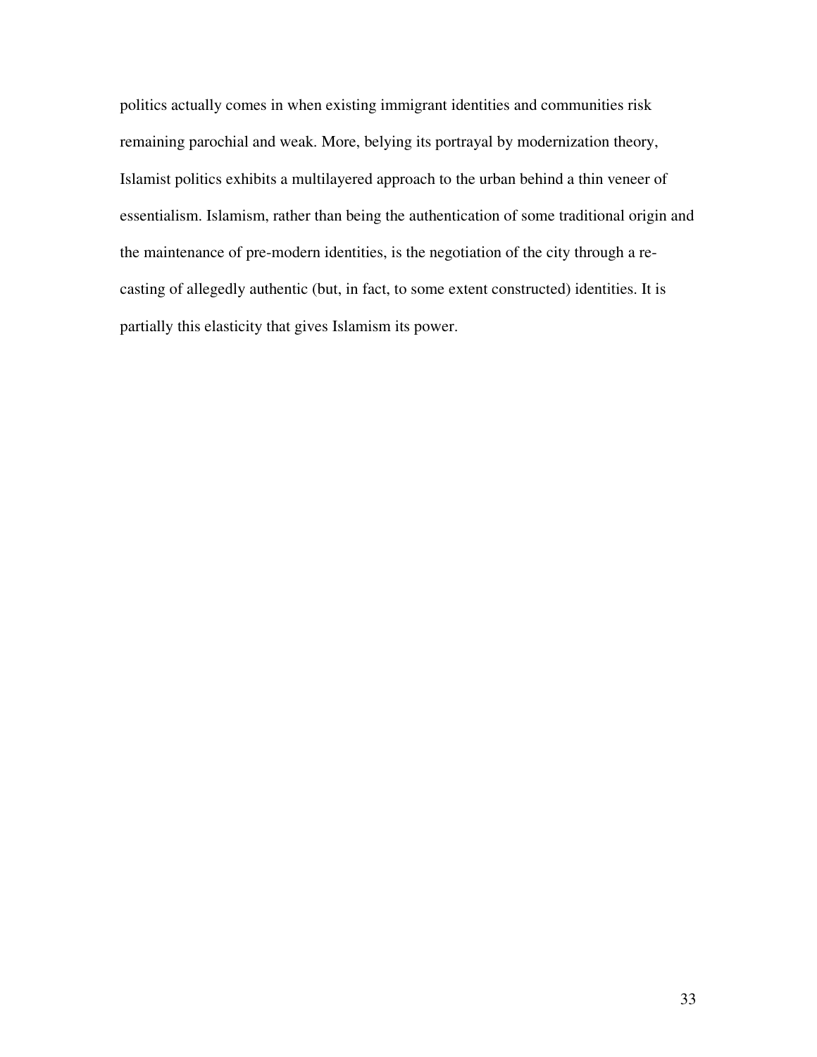politics actually comes in when existing immigrant identities and communities risk remaining parochial and weak. More, belying its portrayal by modernization theory, Islamist politics exhibits a multilayered approach to the urban behind a thin veneer of essentialism. Islamism, rather than being the authentication of some traditional origin and the maintenance of pre-modern identities, is the negotiation of the city through a re-casting of allegedly authentic (but, in fact, to some extent constructed) identities. It is partially this elasticity that gives Islamism its power.